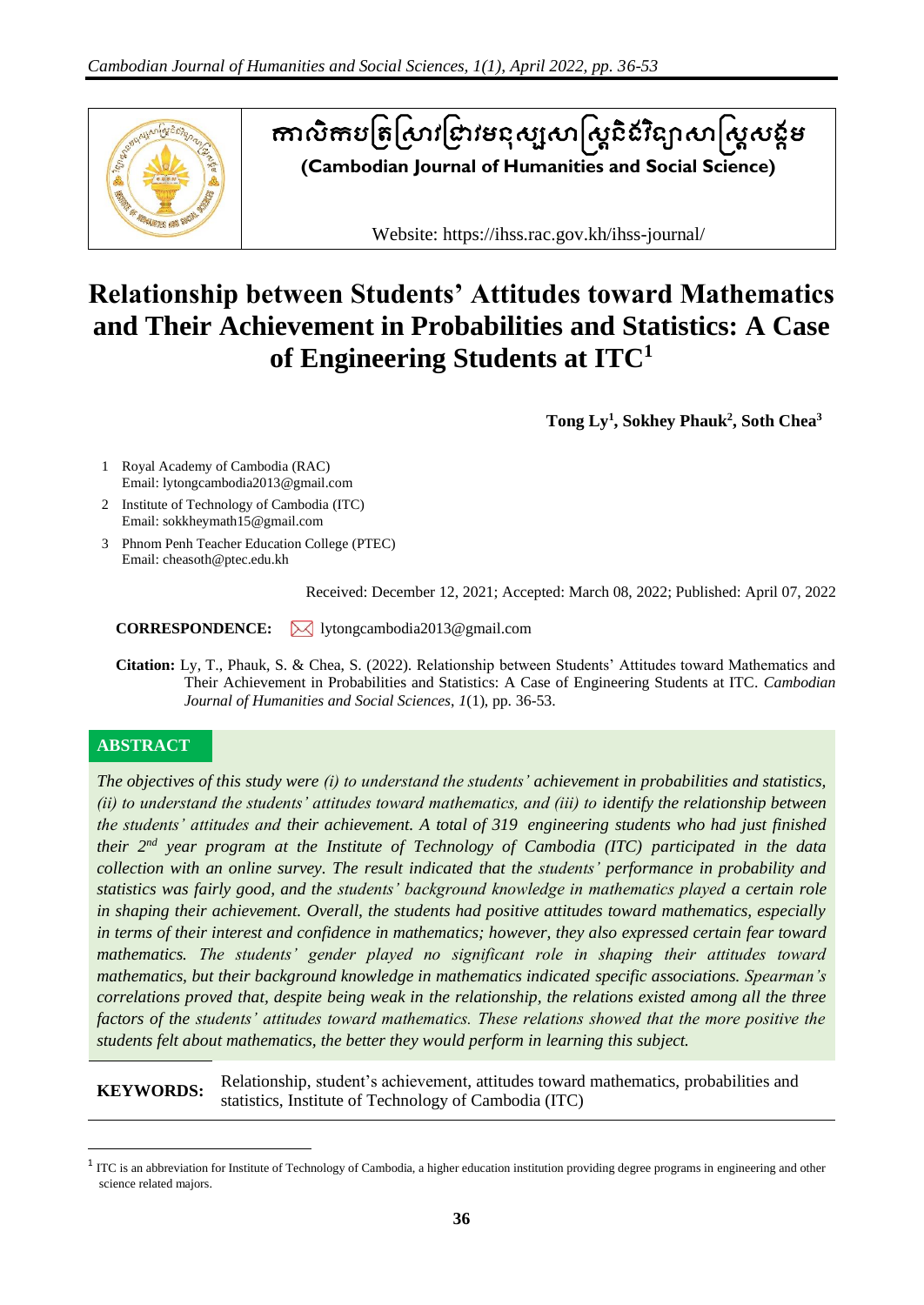កាលិកបត្រស្រាវជ្រាវមនុស្សសាស្ត្រនិងវិទ្យាសាស្ត្រសង្គម

**(Cambodian Journal of Humanities and Social Science)**

Website: https://ihss.rac.gov.kh/ihss-journal/

# Relationship between Students' Attitudes toward Mathematics and Their Achievement in Probabilities and Statistics: A Case of Engineering Students at ITC[1]

**Tong Ly[1], Sokhey Phauk[2], Soth Chea[3]**

1 Royal Academy of Cambodia (RAC)
Email: lytongcambodia2013@gmail.com

2 Institute of Technology of Cambodia (ITC)
Email: sokkheymath15@gmail.com

3 Phnom Penh Teacher Education College (PTEC)
Email: cheasoth@ptec.edu.kh

Received: December 12, 2021; Accepted: March 08, 2022; Published: April 07, 2022

**CORRESPONDENCE:** lytongcambodia2013@gmail.com

**Citation:** Ly, T., Phauk, S. & Chea, S. (2022). Relationship between Students' Attitudes toward Mathematics and Their Achievement in Probabilities and Statistics: A Case of Engineering Students at ITC. *Cambodian Journal of Humanities and Social Sciences, 1*(1), pp. 36-53.

## ABSTRACT

*The objectives of this study were (i) to understand the students' achievement in probabilities and statistics, (ii) to understand the students' attitudes toward mathematics, and (iii) to identify the relationship between the students' attitudes and their achievement. A total of 319 engineering students who had just finished their 2nd year program at the Institute of Technology of Cambodia (ITC) participated in the data collection with an online survey. The result indicated that the students' performance in probability and statistics was fairly good, and the students' background knowledge in mathematics played a certain role in shaping their achievement. Overall, the students had positive attitudes toward mathematics, especially in terms of their interest and confidence in mathematics; however, they also expressed certain fear toward mathematics. The students' gender played no significant role in shaping their attitudes toward mathematics, but their background knowledge in mathematics indicated specific associations. Spearman's correlations proved that, despite being weak in the relationship, the relations existed among all the three factors of the students' attitudes toward mathematics. These relations showed that the more positive the students felt about mathematics, the better they would perform in learning this subject.*

**KEYWORDS:** Relationship, student's achievement, attitudes toward mathematics, probabilities and statistics, Institute of Technology of Cambodia (ITC)

---

[1] ITC is an abbreviation for Institute of Technology of Cambodia, a higher education institution providing degree programs in engineering and other science related majors.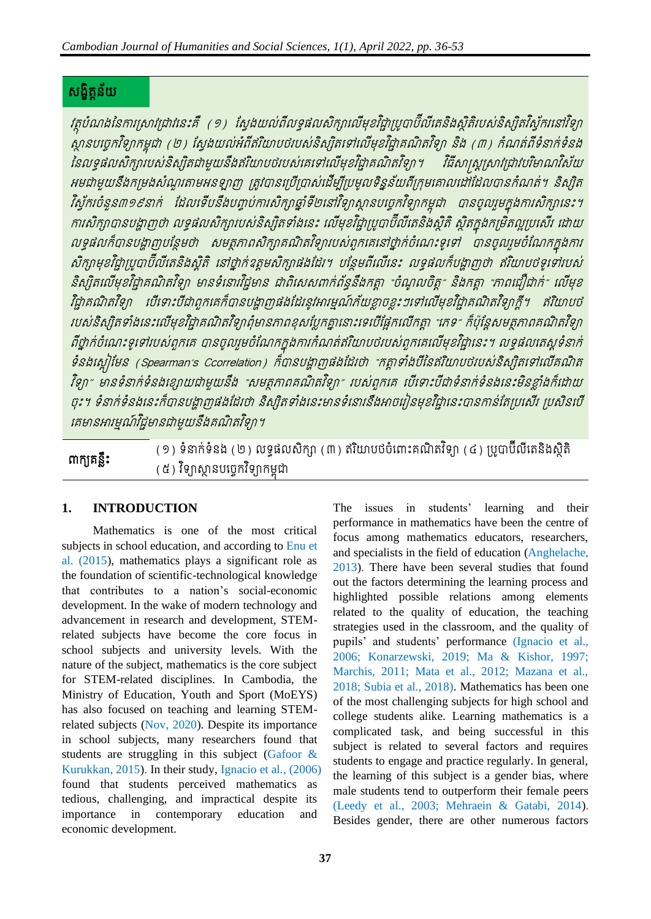## សង្ខិត្តន័យ

*វត្ថុបំណងនៃការស្រាវជ្រាវនេះគឺ (១) ស្វែងយល់ពីលទ្ធផលសិក្សាលើមុខវិជ្ជាប្រូបាប៊ីលីតេនិងស្ថិតិរបស់និស្សិតស៊ែករនៅវិទ្យាស្ថានបច្ចេកវិទ្យាកម្ពុជា (២) ស្វែងយល់អំពីឥរិយាបថរបស់និស្សិតទៅលើមុខវិជ្ជាគណិតវិទ្យា និង (៣) កំណត់ពីទំនាក់ទំនងនៃលទ្ធផលសិក្សារបស់និស្សិតជាមួយនឹងឥរិយាបថរបស់គេទៅលើមុខវិជ្ជាគណិតវិទ្យា។ វិធីសាស្ត្រស្រាវជ្រាវបែបបរិមាណវិស័យអមជាមួយនឹងកម្រងសំណួរតាមអនឡាញ ត្រូវបានប្រើប្រាស់ដើម្បីប្រមូលទិន្នន័យពីក្រុមគោលដៅដែលបានកំណត់។ និស្សិតស៊ែករចំនួន៣១៩នាក់ ដែលទើបនឹងបញ្ចប់ការសិក្សាឆ្នាំទី២នៅវិទ្យាស្ថានបច្ចេកវិទ្យាកម្ពុជា បានចូលរួមក្នុងការសិក្សានេះ។ ការសិក្សាបានបង្ហាញថា លទ្ធផលសិក្សារបស់និស្សិតទាំងនេះ លើមុខវិជ្ជាប្រូបាប៊ីលីតេនិងស្ថិតិ ស្ថិតក្នុងកម្រិតល្អប្រសើរ ដោយលទ្ធផលក៏បានបង្ហាញបន្ថែមថា សមត្ថភាពសិក្សាគណិតវិទ្យារបស់ពួកគេនៅថ្នាក់ចំណេះទូទៅ បានចូលរួមចំណែកក្នុងការសិក្សាមុខវិជ្ជាប្រូបាប៊ីលីតេនិងស្ថិតិ នៅថ្នាក់ឧត្តមសិក្សាផងដែរ។ បន្ថែមពីលើនេះ លទ្ធផលក៏បានបង្ហាញថា ឥរិយាបថទូទៅរបស់និស្សិតលើមុខវិជ្ជាគណិតវិទ្យា មានទំនោរវិជ្ជមាន ជាពិសេសពាក់ព័ន្ធនឹងកត្តា "ចំណូលចិត្ត" និងកត្តា "ភាពជឿជាក់" លើមុខវិជ្ជាគណិតវិទ្យា បើទោះបីជាពួកគេក៏បានបង្ហាញផងដែរនូវអារម្មណ៍ភ័យខ្លាចខ្លះៗទៅលើមុខវិជ្ជាគណិតវិទ្យាក្តី។ ឥរិយាបថរបស់និស្សិតទាំងនេះលើមុខវិជ្ជាគណិតវិទ្យាពុំមានភាពខុសប្លែកគ្នានោះទេបើផ្អែកលើកត្តា "ភេទ" ក៏ប៉ុន្តែសមត្ថភាពគណិតវិទ្យាពីថ្នាក់ចំណេះទូទៅរបស់ពួកគេ បានចូលរួមចំណែកក្នុងការកំណត់ឥរិយាបថរបស់ពួកគេលើមុខវិជ្ជានេះ។ លទ្ធផលតេស្តទំនាក់ទំនងស្បៀមែន (Spearman's Ccorrelation) ក៏បានបង្ហាញផងដែរថា "កត្តាទាំងបីនៃឥរិយាបថរបស់និស្សិតទៅលើគណិតវិទ្យា" មានទំនាក់ទំនងខ្សោយជាមួយនឹង "សមត្ថភាពគណិតវិទ្យា" របស់ពួកគេ បើទោះបីជាទំនាក់ទំនងនេះមិនខ្លាំងក៏ដោយចុះ។ ទំនាក់ទំនងនេះក៏បានបង្ហាញផងដែរថា និស្សិតទាំងនេះមានទំនោរនឹងអាចរៀនមុខវិជ្ជានេះបានកាន់តែប្រសើរ ប្រសិនបើគេមានអារម្មណ៍វិជ្ជមានជាមួយនឹងគណិតវិទ្យា។*

**ពាក្យគន្លឹះ:** (១) ទំនាក់ទំនង (២) លទ្ធផលសិក្សា (៣) ឥរិយាបថចំពោះគណិតវិទ្យា (៤) ប្រូបាប៊ីលីតេនិងស្ថិតិ (៥) វិទ្យាស្ថានបច្ចេកវិទ្យាកម្ពុជា

## 1. INTRODUCTION

Mathematics is one of the most critical subjects in school education, and according to Enu et al. (2015), mathematics plays a significant role as the foundation of scientific-technological knowledge that contributes to a nation's social-economic development. In the wake of modern technology and advancement in research and development, STEM-related subjects have become the core focus in school subjects and university levels. With the nature of the subject, mathematics is the core subject for STEM-related disciplines. In Cambodia, the Ministry of Education, Youth and Sport (MoEYS) has also focused on teaching and learning STEM-related subjects (Nov, 2020). Despite its importance in school subjects, many researchers found that students are struggling in this subject (Gafoor & Kurukkan, 2015). In their study, Ignacio et al., (2006) found that students perceived mathematics as tedious, challenging, and impractical despite its importance in contemporary education and economic development.

The issues in students' learning and their performance in mathematics have been the centre of focus among mathematics educators, researchers, and specialists in the field of education (Anghelache, 2013). There have been several studies that found out the factors determining the learning process and highlighted possible relations among elements related to the quality of education, the teaching strategies used in the classroom, and the quality of pupils' and students' performance (Ignacio et al., 2006; Konarzewski, 2019; Ma & Kishor, 1997; Marchis, 2011; Mata et al., 2012; Mazana et al., 2018; Subia et al., 2018). Mathematics has been one of the most challenging subjects for high school and college students alike. Learning mathematics is a complicated task, and being successful in this subject is related to several factors and requires students to engage and practice regularly. In general, the learning of this subject is a gender bias, where male students tend to outperform their female peers (Leedy et al., 2003; Mehraein & Gatabi, 2014). Besides gender, there are other numerous factors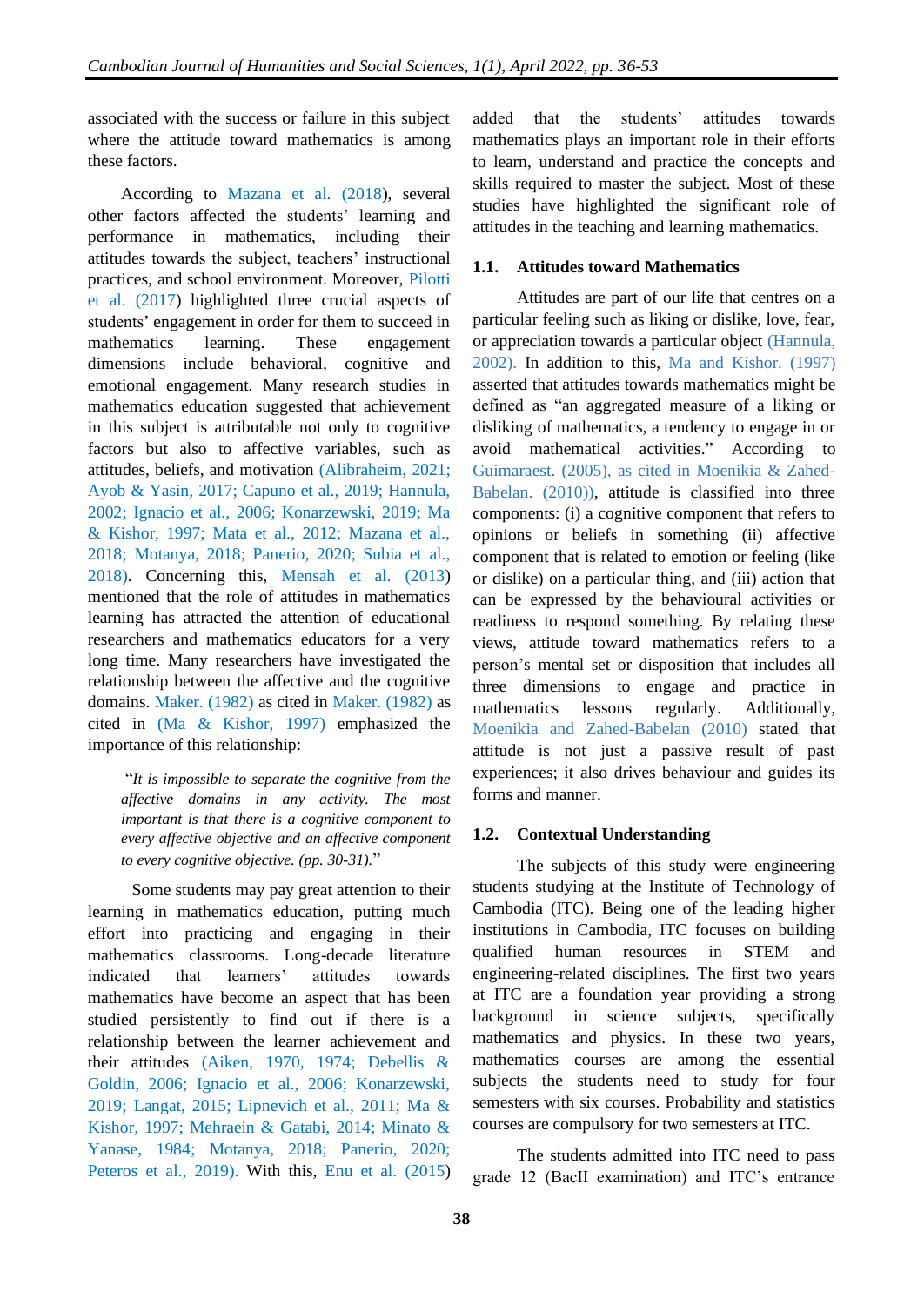associated with the success or failure in this subject where the attitude toward mathematics is among these factors.

According to Mazana et al. (2018), several other factors affected the students' learning and performance in mathematics, including their attitudes towards the subject, teachers' instructional practices, and school environment. Moreover, Pilotti et al. (2017) highlighted three crucial aspects of students' engagement in order for them to succeed in mathematics learning. These engagement dimensions include behavioral, cognitive and emotional engagement. Many research studies in mathematics education suggested that achievement in this subject is attributable not only to cognitive factors but also to affective variables, such as attitudes, beliefs, and motivation (Alibraheim, 2021; Ayob & Yasin, 2017; Capuno et al., 2019; Hannula, 2002; Ignacio et al., 2006; Konarzewski, 2019; Ma & Kishor, 1997; Mata et al., 2012; Mazana et al., 2018; Motanya, 2018; Panerio, 2020; Subia et al., 2018). Concerning this, Mensah et al. (2013) mentioned that the role of attitudes in mathematics learning has attracted the attention of educational researchers and mathematics educators for a very long time. Many researchers have investigated the relationship between the affective and the cognitive domains. Maker. (1982) as cited in Maker. (1982) as cited in (Ma & Kishor, 1997) emphasized the importance of this relationship:

> "*It is impossible to separate the cognitive from the affective domains in any activity. The most important is that there is a cognitive component to every affective objective and an affective component to every cognitive objective. (pp. 30-31).*"

Some students may pay great attention to their learning in mathematics education, putting much effort into practicing and engaging in their mathematics classrooms. Long-decade literature indicated that learners' attitudes towards mathematics have become an aspect that has been studied persistently to find out if there is a relationship between the learner achievement and their attitudes (Aiken, 1970, 1974; Debellis & Goldin, 2006; Ignacio et al., 2006; Konarzewski, 2019; Langat, 2015; Lipnevich et al., 2011; Ma & Kishor, 1997; Mehraein & Gatabi, 2014; Minato & Yanase, 1984; Motanya, 2018; Panerio, 2020; Peteros et al., 2019). With this, Enu et al. (2015) added that the students' attitudes towards mathematics plays an important role in their efforts to learn, understand and practice the concepts and skills required to master the subject. Most of these studies have highlighted the significant role of attitudes in the teaching and learning mathematics.

## 1.1. Attitudes toward Mathematics

Attitudes are part of our life that centres on a particular feeling such as liking or dislike, love, fear, or appreciation towards a particular object (Hannula, 2002). In addition to this, Ma and Kishor. (1997) asserted that attitudes towards mathematics might be defined as "an aggregated measure of a liking or disliking of mathematics, a tendency to engage in or avoid mathematical activities." According to Guimaraest. (2005), as cited in Moenikia & Zahed-Babelan. (2010)), attitude is classified into three components: (i) a cognitive component that refers to opinions or beliefs in something (ii) affective component that is related to emotion or feeling (like or dislike) on a particular thing, and (iii) action that can be expressed by the behavioural activities or readiness to respond something. By relating these views, attitude toward mathematics refers to a person's mental set or disposition that includes all three dimensions to engage and practice in mathematics lessons regularly. Additionally, Moenikia and Zahed-Babelan (2010) stated that attitude is not just a passive result of past experiences; it also drives behaviour and guides its forms and manner.

## 1.2. Contextual Understanding

The subjects of this study were engineering students studying at the Institute of Technology of Cambodia (ITC). Being one of the leading higher institutions in Cambodia, ITC focuses on building qualified human resources in STEM and engineering-related disciplines. The first two years at ITC are a foundation year providing a strong background in science subjects, specifically mathematics and physics. In these two years, mathematics courses are among the essential subjects the students need to study for four semesters with six courses. Probability and statistics courses are compulsory for two semesters at ITC.

The students admitted into ITC need to pass grade 12 (BacII examination) and ITC's entrance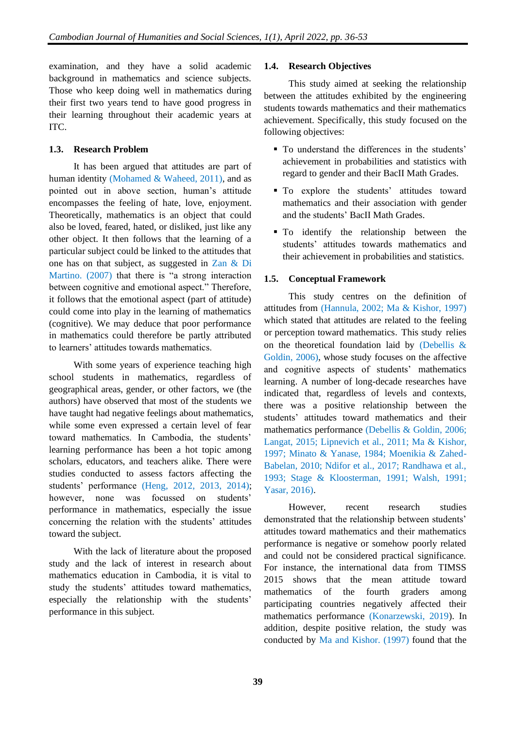examination, and they have a solid academic background in mathematics and science subjects. Those who keep doing well in mathematics during their first two years tend to have good progress in their learning throughout their academic years at ITC.

### 1.3. Research Problem

It has been argued that attitudes are part of human identity (Mohamed & Waheed, 2011), and as pointed out in above section, human's attitude encompasses the feeling of hate, love, enjoyment. Theoretically, mathematics is an object that could also be loved, feared, hated, or disliked, just like any other object. It then follows that the learning of a particular subject could be linked to the attitudes that one has on that subject, as suggested in Zan & Di Martino. (2007) that there is "a strong interaction between cognitive and emotional aspect." Therefore, it follows that the emotional aspect (part of attitude) could come into play in the learning of mathematics (cognitive). We may deduce that poor performance in mathematics could therefore be partly attributed to learners' attitudes towards mathematics.

With some years of experience teaching high school students in mathematics, regardless of geographical areas, gender, or other factors, we (the authors) have observed that most of the students we have taught had negative feelings about mathematics, while some even expressed a certain level of fear toward mathematics. In Cambodia, the students' learning performance has been a hot topic among scholars, educators, and teachers alike. There were studies conducted to assess factors affecting the students' performance (Heng, 2012, 2013, 2014); however, none was focussed on students' performance in mathematics, especially the issue concerning the relation with the students' attitudes toward the subject.

With the lack of literature about the proposed study and the lack of interest in research about mathematics education in Cambodia, it is vital to study the students' attitudes toward mathematics, especially the relationship with the students' performance in this subject.

### 1.4. Research Objectives

This study aimed at seeking the relationship between the attitudes exhibited by the engineering students towards mathematics and their mathematics achievement. Specifically, this study focused on the following objectives:

- To understand the differences in the students' achievement in probabilities and statistics with regard to gender and their BacII Math Grades.
- To explore the students' attitudes toward mathematics and their association with gender and the students' BacII Math Grades.
- To identify the relationship between the students' attitudes towards mathematics and their achievement in probabilities and statistics.

### 1.5. Conceptual Framework

This study centres on the definition of attitudes from (Hannula, 2002; Ma & Kishor, 1997) which stated that attitudes are related to the feeling or perception toward mathematics. This study relies on the theoretical foundation laid by (Debellis & Goldin, 2006), whose study focuses on the affective and cognitive aspects of students' mathematics learning. A number of long-decade researches have indicated that, regardless of levels and contexts, there was a positive relationship between the students' attitudes toward mathematics and their mathematics performance (Debellis & Goldin, 2006; Langat, 2015; Lipnevich et al., 2011; Ma & Kishor, 1997; Minato & Yanase, 1984; Moenikia & Zahed-Babelan, 2010; Ndifor et al., 2017; Randhawa et al., 1993; Stage & Kloosterman, 1991; Walsh, 1991; Yasar, 2016).

However, recent research studies demonstrated that the relationship between students' attitudes toward mathematics and their mathematics performance is negative or somehow poorly related and could not be considered practical significance. For instance, the international data from TIMSS 2015 shows that the mean attitude toward mathematics of the fourth graders among participating countries negatively affected their mathematics performance (Konarzewski, 2019). In addition, despite positive relation, the study was conducted by Ma and Kishor. (1997) found that the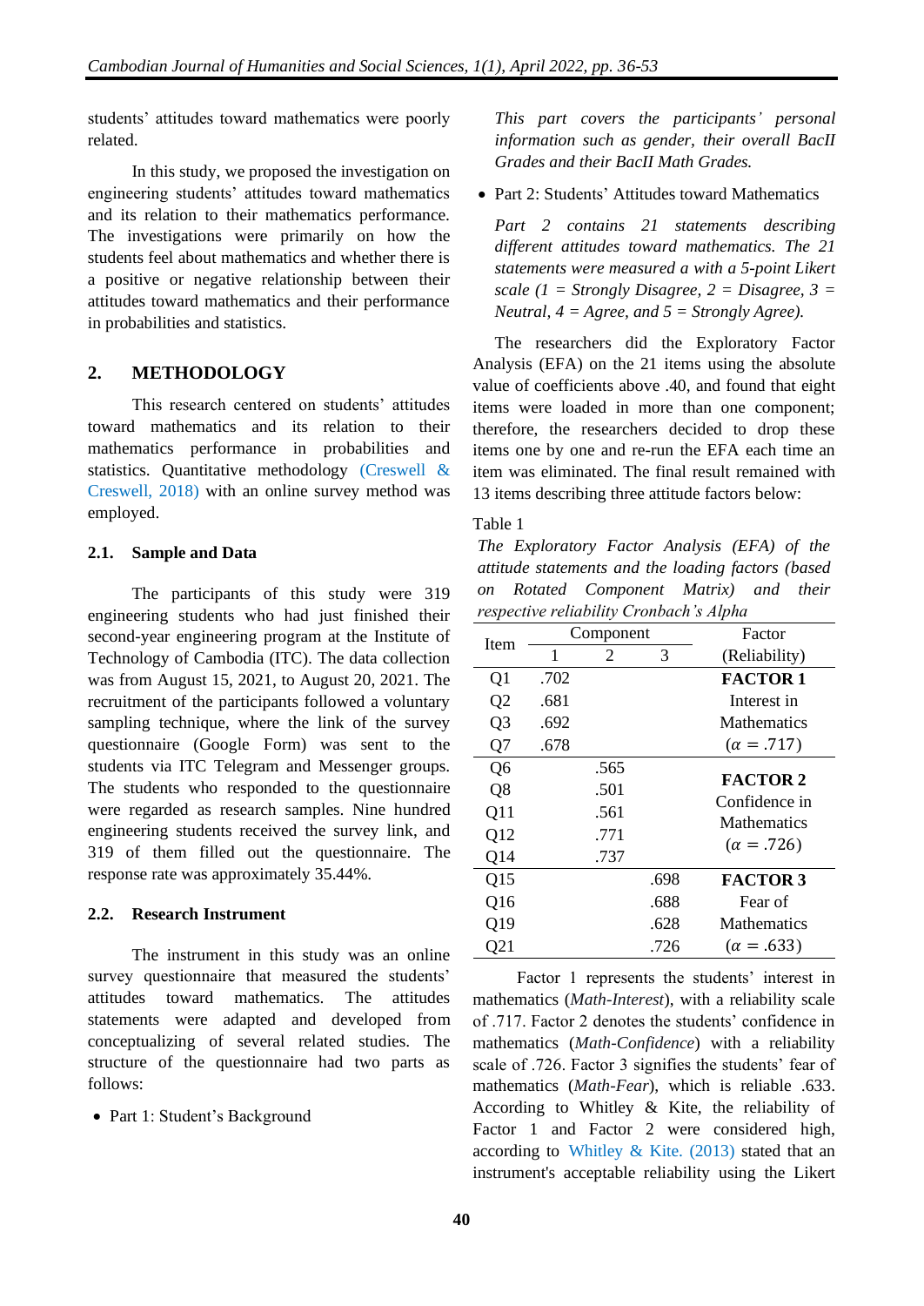students' attitudes toward mathematics were poorly related.

In this study, we proposed the investigation on engineering students' attitudes toward mathematics and its relation to their mathematics performance. The investigations were primarily on how the students feel about mathematics and whether there is a positive or negative relationship between their attitudes toward mathematics and their performance in probabilities and statistics.

## 2. METHODOLOGY

This research centered on students' attitudes toward mathematics and its relation to their mathematics performance in probabilities and statistics. Quantitative methodology (Creswell & Creswell, 2018) with an online survey method was employed.

### 2.1. Sample and Data

The participants of this study were 319 engineering students who had just finished their second-year engineering program at the Institute of Technology of Cambodia (ITC). The data collection was from August 15, 2021, to August 20, 2021. The recruitment of the participants followed a voluntary sampling technique, where the link of the survey questionnaire (Google Form) was sent to the students via ITC Telegram and Messenger groups. The students who responded to the questionnaire were regarded as research samples. Nine hundred engineering students received the survey link, and 319 of them filled out the questionnaire. The response rate was approximately 35.44%.

### 2.2. Research Instrument

The instrument in this study was an online survey questionnaire that measured the students' attitudes toward mathematics. The attitudes statements were adapted and developed from conceptualizing of several related studies. The structure of the questionnaire had two parts as follows:

- Part 1: Student's Background

  *This part covers the participants' personal information such as gender, their overall BacII Grades and their BacII Math Grades.*

- Part 2: Students' Attitudes toward Mathematics

  *Part 2 contains 21 statements describing different attitudes toward mathematics. The 21 statements were measured a with a 5-point Likert scale (1 = Strongly Disagree, 2 = Disagree, 3 = Neutral, 4 = Agree, and 5 = Strongly Agree).*

The researchers did the Exploratory Factor Analysis (EFA) on the 21 items using the absolute value of coefficients above .40, and found that eight items were loaded in more than one component; therefore, the researchers decided to drop these items one by one and re-run the EFA each time an item was eliminated. The final result remained with 13 items describing three attitude factors below:

Table 1

*The Exploratory Factor Analysis (EFA) of the attitude statements and the loading factors (based on Rotated Component Matrix) and their respective reliability Cronbach's Alpha*

| Item | Component | | | Factor |
|---|---|---|---|---|
| | 1 | 2 | 3 | (Reliability) |
| Q1 | .702 | | | **FACTOR 1** |
| Q2 | .681 | | | Interest in |
| Q3 | .692 | | | Mathematics |
| Q7 | .678 | | | ($\alpha = .717$) |
| Q6 | | .565 | | **FACTOR 2** |
| Q8 | | .501 | | Confidence in |
| Q11 | | .561 | | Mathematics |
| Q12 | | .771 | | ($\alpha = .726$) |
| Q14 | | .737 | | |
| Q15 | | | .698 | **FACTOR 3** |
| Q16 | | | .688 | Fear of |
| Q19 | | | .628 | Mathematics |
| Q21 | | | .726 | ($\alpha = .633$) |

Factor 1 represents the students' interest in mathematics (*Math-Interest*), with a reliability scale of .717. Factor 2 denotes the students' confidence in mathematics (*Math-Confidence*) with a reliability scale of .726. Factor 3 signifies the students' fear of mathematics (*Math-Fear*), which is reliable .633. According to Whitley & Kite, the reliability of Factor 1 and Factor 2 were considered high, according to Whitley & Kite. (2013) stated that an instrument's acceptable reliability using the Likert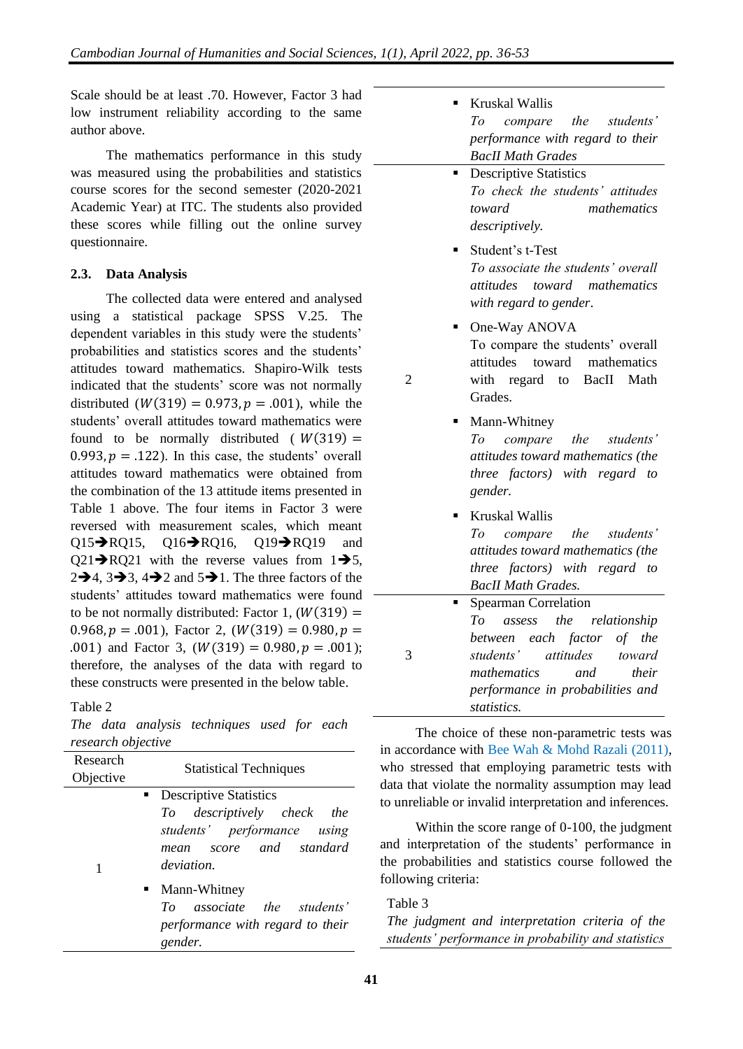Scale should be at least .70. However, Factor 3 had low instrument reliability according to the same author above.

The mathematics performance in this study was measured using the probabilities and statistics course scores for the second semester (2020-2021 Academic Year) at ITC. The students also provided these scores while filling out the online survey questionnaire.

### 2.3. Data Analysis

The collected data were entered and analysed using a statistical package SPSS V.25. The dependent variables in this study were the students' probabilities and statistics scores and the students' attitudes toward mathematics. Shapiro-Wilk tests indicated that the students' score was not normally distributed ($W(319) = 0.973, p = .001$), while the students' overall attitudes toward mathematics were found to be normally distributed ($W(319) = 0.993, p = .122$). In this case, the students' overall attitudes toward mathematics were obtained from the combination of the 13 attitude items presented in Table 1 above. The four items in Factor 3 were reversed with measurement scales, which meant Q15➔RQ15, Q16➔RQ16, Q19➔RQ19 and Q21➔RQ21 with the reverse values from 1➔5, 2➔4, 3➔3, 4➔2 and 5➔1. The three factors of the students' attitudes toward mathematics were found to be not normally distributed: Factor 1, ($W(319) = 0.968, p = .001$), Factor 2, ($W(319) = 0.980, p = .001$) and Factor 3, ($W(319) = 0.980, p = .001$); therefore, the analyses of the data with regard to these constructs were presented in the below table.

Table 2

*The data analysis techniques used for each research objective*

| Research Objective | Statistical Techniques |
|---|---|
| 1 | ▪ Descriptive Statistics *To descriptively check the students' performance using mean score and standard deviation.* ▪ Mann-Whitney *To associate the students' performance with regard to their gender.* ▪ Kruskal Wallis *To compare the students' performance with regard to their BacII Math Grades* |
| 2 | ▪ Descriptive Statistics *To check the students' attitudes toward mathematics descriptively.* ▪ Student's t-Test *To associate the students' overall attitudes toward mathematics with regard to gender.* ▪ One-Way ANOVA To compare the students' overall attitudes toward mathematics with regard to BacII Math Grades. ▪ Mann-Whitney *To compare the students' attitudes toward mathematics (the three factors) with regard to gender.* ▪ Kruskal Wallis *To compare the students' attitudes toward mathematics (the three factors) with regard to BacII Math Grades.* |
| 3 | ▪ Spearman Correlation *To assess the relationship between each factor of the students' attitudes toward mathematics and their performance in probabilities and statistics.* |

The choice of these non-parametric tests was in accordance with Bee Wah & Mohd Razali (2011), who stressed that employing parametric tests with data that violate the normality assumption may lead to unreliable or invalid interpretation and inferences.

Within the score range of 0-100, the judgment and interpretation of the students' performance in the probabilities and statistics course followed the following criteria:

Table 3

*The judgment and interpretation criteria of the students' performance in probability and statistics*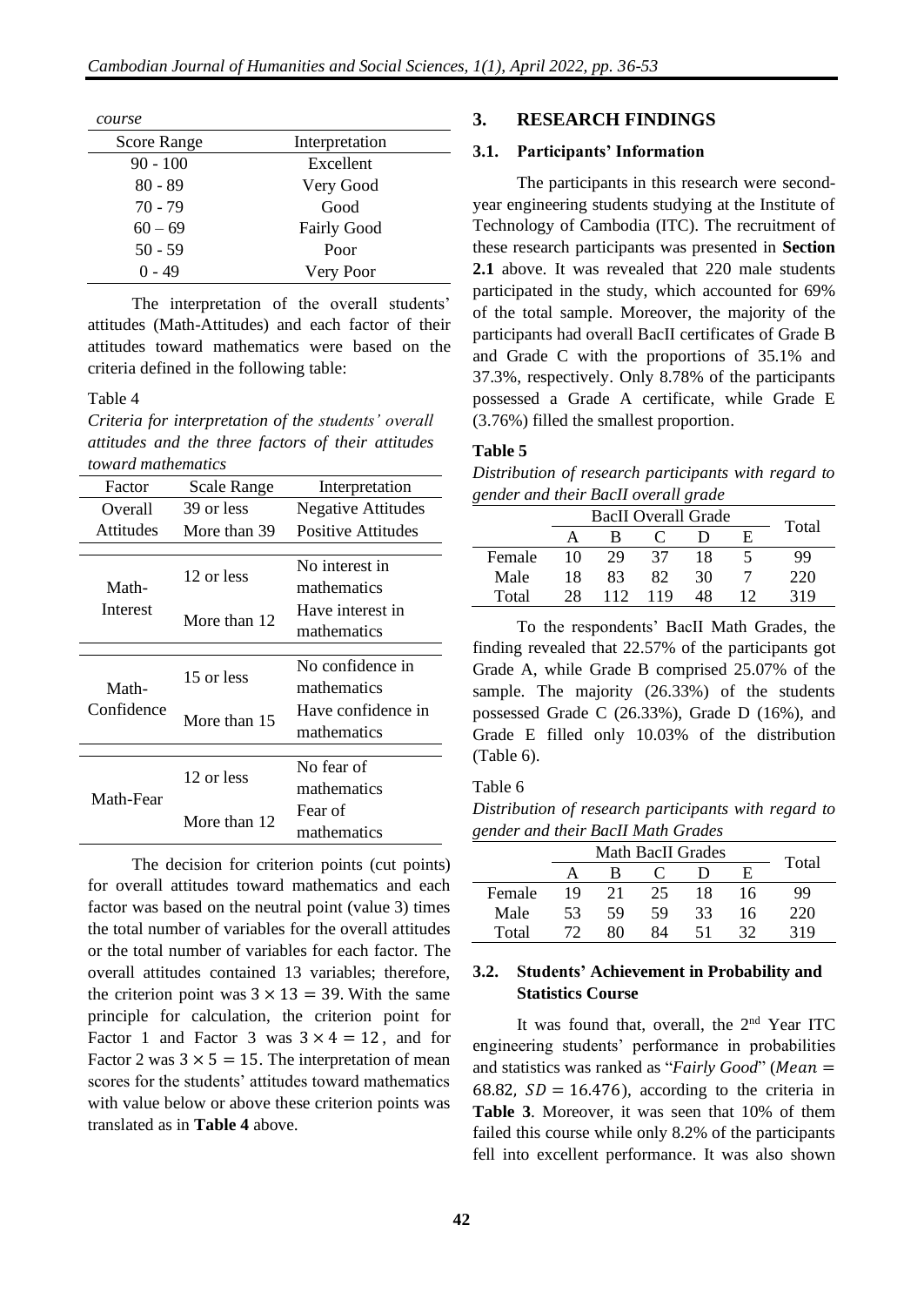*course*

| Score Range | Interpretation |
|---|---|
| 90 - 100 | Excellent |
| 80 - 89 | Very Good |
| 70 - 79 | Good |
| 60 – 69 | Fairly Good |
| 50 - 59 | Poor |
| 0 - 49 | Very Poor |

The interpretation of the overall students' attitudes (Math-Attitudes) and each factor of their attitudes toward mathematics were based on the criteria defined in the following table:

Table 4

*Criteria for interpretation of the students' overall attitudes and the three factors of their attitudes toward mathematics*

| Factor | Scale Range | Interpretation |
|---|---|---|
| Overall Attitudes | 39 or less | Negative Attitudes |
| | More than 39 | Positive Attitudes |
| Math-Interest | 12 or less | No interest in mathematics |
| | More than 12 | Have interest in mathematics |
| Math-Confidence | 15 or less | No confidence in mathematics |
| | More than 15 | Have confidence in mathematics |
| Math-Fear | 12 or less | No fear of mathematics |
| | More than 12 | Fear of mathematics |

The decision for criterion points (cut points) for overall attitudes toward mathematics and each factor was based on the neutral point (value 3) times the total number of variables for the overall attitudes or the total number of variables for each factor. The overall attitudes contained 13 variables; therefore, the criterion point was $3 \times 13 = 39$. With the same principle for calculation, the criterion point for Factor 1 and Factor 3 was $3 \times 4 = 12$, and for Factor 2 was $3 \times 5 = 15$. The interpretation of mean scores for the students' attitudes toward mathematics with value below or above these criterion points was translated as in **Table 4** above.

## 3. RESEARCH FINDINGS

### 3.1. Participants' Information

The participants in this research were second-year engineering students studying at the Institute of Technology of Cambodia (ITC). The recruitment of these research participants was presented in **Section 2.1** above. It was revealed that 220 male students participated in the study, which accounted for 69% of the total sample. Moreover, the majority of the participants had overall BacII certificates of Grade B and Grade C with the proportions of 35.1% and 37.3%, respectively. Only 8.78% of the participants possessed a Grade A certificate, while Grade E (3.76%) filled the smallest proportion.

**Table 5**

*Distribution of research participants with regard to gender and their BacII overall grade*

| | BacII Overall Grade | | | | | Total |
|---|---|---|---|---|---|---|
| | A | B | C | D | E | |
| Female | 10 | 29 | 37 | 18 | 5 | 99 |
| Male | 18 | 83 | 82 | 30 | 7 | 220 |
| Total | 28 | 112 | 119 | 48 | 12 | 319 |

To the respondents' BacII Math Grades, the finding revealed that 22.57% of the participants got Grade A, while Grade B comprised 25.07% of the sample. The majority (26.33%) of the students possessed Grade C (26.33%), Grade D (16%), and Grade E filled only 10.03% of the distribution (Table 6).

Table 6

*Distribution of research participants with regard to gender and their BacII Math Grades*

| | Math BacII Grades | | | | | Total |
|---|---|---|---|---|---|---|
| | A | B | C | D | E | |
| Female | 19 | 21 | 25 | 18 | 16 | 99 |
| Male | 53 | 59 | 59 | 33 | 16 | 220 |
| Total | 72 | 80 | 84 | 51 | 32 | 319 |

### 3.2. Students' Achievement in Probability and Statistics Course

It was found that, overall, the 2nd Year ITC engineering students' performance in probabilities and statistics was ranked as "*Fairly Good*" ($Mean = 68.82$, $SD = 16.476$), according to the criteria in **Table 3**. Moreover, it was seen that 10% of them failed this course while only 8.2% of the participants fell into excellent performance. It was also shown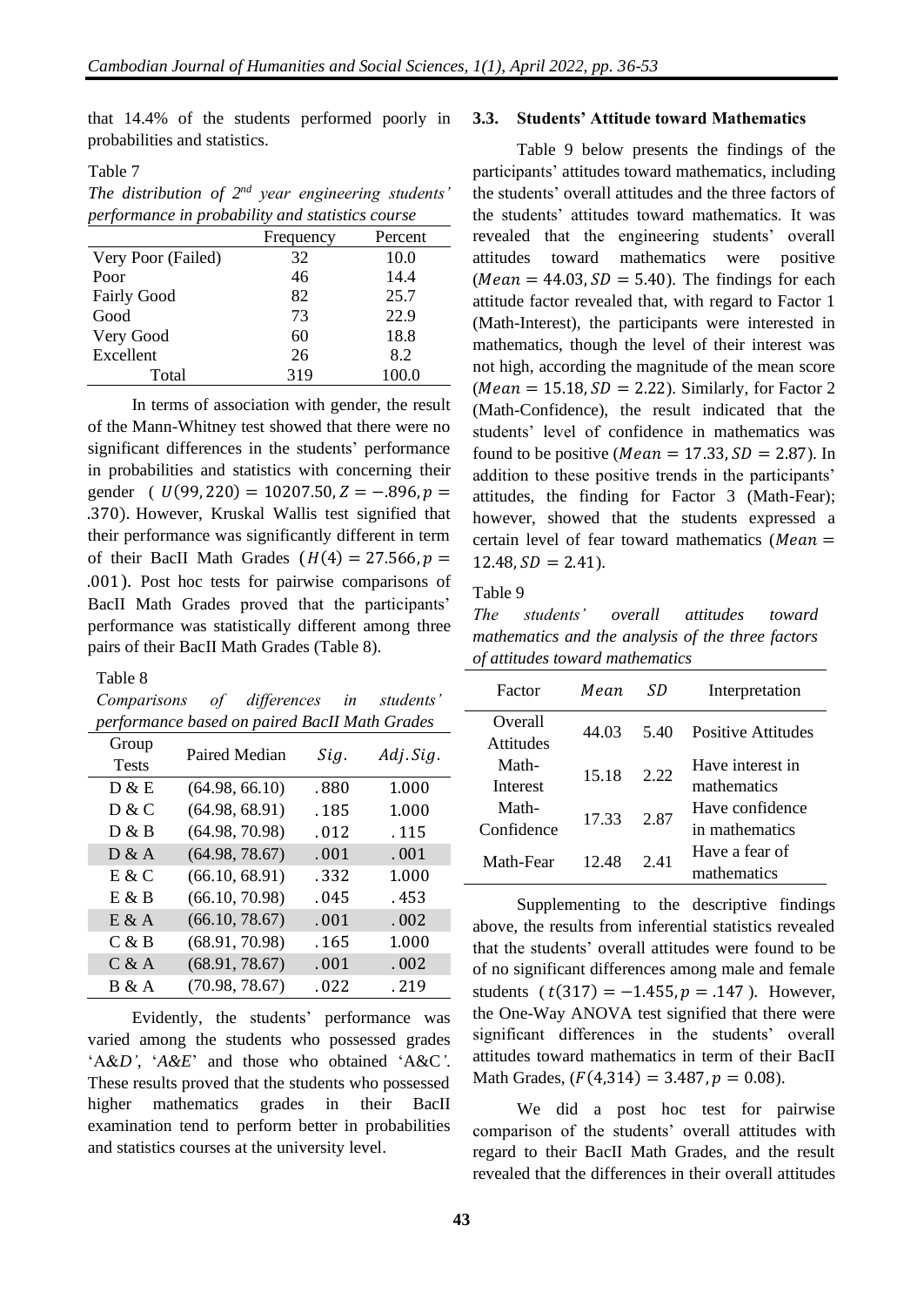that 14.4% of the students performed poorly in probabilities and statistics.

Table 7

*The distribution of 2nd year engineering students' performance in probability and statistics course*

| | Frequency | Percent |
|---|---|---|
| Very Poor (Failed) | 32 | 10.0 |
| Poor | 46 | 14.4 |
| Fairly Good | 82 | 25.7 |
| Good | 73 | 22.9 |
| Very Good | 60 | 18.8 |
| Excellent | 26 | 8.2 |
| Total | 319 | 100.0 |

In terms of association with gender, the result of the Mann-Whitney test showed that there were no significant differences in the students' performance in probabilities and statistics with concerning their gender ( $U(99, 220) = 10207.50, Z = -.896, p = .370$). However, Kruskal Wallis test signified that their performance was significantly different in term of their BacII Math Grades ($H(4) = 27.566, p = .001$). Post hoc tests for pairwise comparisons of BacII Math Grades proved that the participants' performance was statistically different among three pairs of their BacII Math Grades (Table 8).

Table 8

*Comparisons of differences in students' performance based on paired BacII Math Grades*

| Group Tests | Paired Median | $Sig.$ | $Adj.Sig.$ |
|---|---|---|---|
| D & E | (64.98, 66.10) | .880 | 1.000 |
| D & C | (64.98, 68.91) | .185 | 1.000 |
| D & B | (64.98, 70.98) | .012 | .115 |
| D & A | (64.98, 78.67) | .001 | .001 |
| E & C | (66.10, 68.91) | .332 | 1.000 |
| E & B | (66.10, 70.98) | .045 | .453 |
| E & A | (66.10, 78.67) | .001 | .002 |
| C & B | (68.91, 70.98) | .165 | 1.000 |
| C & A | (68.91, 78.67) | .001 | .002 |
| B & A | (70.98, 78.67) | .022 | .219 |

Evidently, the students' performance was varied among the students who possessed grades 'A&*D'*, '*A&E*' and those who obtained 'A&C*'*. These results proved that the students who possessed higher mathematics grades in their BacII examination tend to perform better in probabilities and statistics courses at the university level.

### 3.3. Students' Attitude toward Mathematics

Table 9 below presents the findings of the participants' attitudes toward mathematics, including the students' overall attitudes and the three factors of the students' attitudes toward mathematics. It was revealed that the engineering students' overall attitudes toward mathematics were positive ($Mean = 44.03, SD = 5.40$). The findings for each attitude factor revealed that, with regard to Factor 1 (Math-Interest), the participants were interested in mathematics, though the level of their interest was not high, according the magnitude of the mean score ($Mean = 15.18, SD = 2.22$). Similarly, for Factor 2 (Math-Confidence), the result indicated that the students' level of confidence in mathematics was found to be positive ($Mean = 17.33, SD = 2.87$). In addition to these positive trends in the participants' attitudes, the finding for Factor 3 (Math-Fear); however, showed that the students expressed a certain level of fear toward mathematics ($Mean = 12.48, SD = 2.41$).

Table 9

*The students' overall attitudes toward mathematics and the analysis of the three factors of attitudes toward mathematics*

| Factor | $Mean$ | $SD$ | Interpretation |
|---|---|---|---|
| Overall Attitudes | 44.03 | 5.40 | Positive Attitudes |
| Math-Interest | 15.18 | 2.22 | Have interest in mathematics |
| Math-Confidence | 17.33 | 2.87 | Have confidence in mathematics |
| Math-Fear | 12.48 | 2.41 | Have a fear of mathematics |

Supplementing to the descriptive findings above, the results from inferential statistics revealed that the students' overall attitudes were found to be of no significant differences among male and female students ( $t(317) = -1.455, p = .147$ ). However, the One-Way ANOVA test signified that there were significant differences in the students' overall attitudes toward mathematics in term of their BacII Math Grades, ($F(4,314) = 3.487, p = 0.08$).

We did a post hoc test for pairwise comparison of the students' overall attitudes with regard to their BacII Math Grades, and the result revealed that the differences in their overall attitudes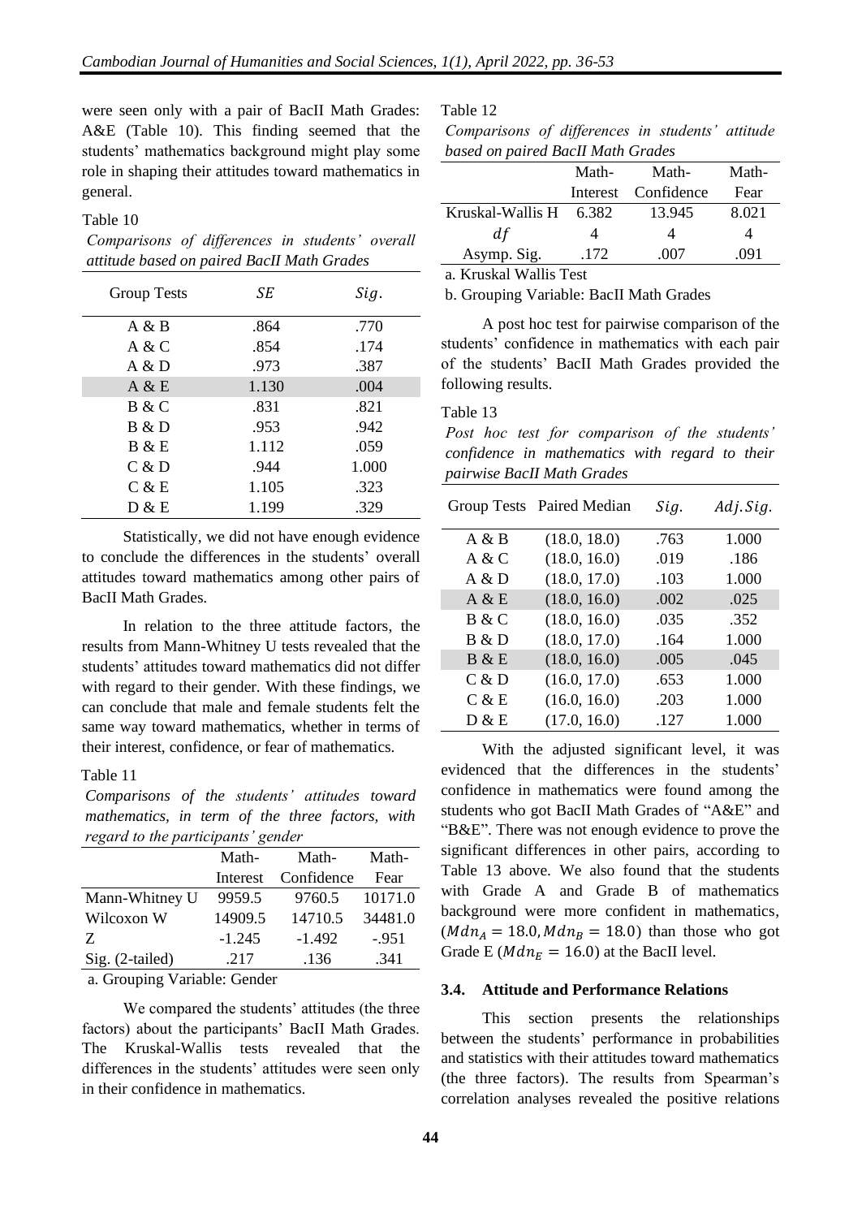were seen only with a pair of BacII Math Grades: A&E (Table 10). This finding seemed that the students' mathematics background might play some role in shaping their attitudes toward mathematics in general.

Table 10

*Comparisons of differences in students' overall attitude based on paired BacII Math Grades*

| Group Tests | $SE$ | $Sig.$ |
|---|---|---|
| A & B | .864 | .770 |
| A & C | .854 | .174 |
| A & D | .973 | .387 |
| A & E | 1.130 | .004 |
| B & C | .831 | .821 |
| B & D | .953 | .942 |
| B & E | 1.112 | .059 |
| C & D | .944 | 1.000 |
| C & E | 1.105 | .323 |
| D & E | 1.199 | .329 |

Statistically, we did not have enough evidence to conclude the differences in the students' overall attitudes toward mathematics among other pairs of BacII Math Grades.

In relation to the three attitude factors, the results from Mann-Whitney U tests revealed that the students' attitudes toward mathematics did not differ with regard to their gender. With these findings, we can conclude that male and female students felt the same way toward mathematics, whether in terms of their interest, confidence, or fear of mathematics.

Table 11

*Comparisons of the students' attitudes toward mathematics, in term of the three factors, with regard to the participants' gender*

| | Math-Interest | Math-Confidence | Math-Fear |
|---|---|---|---|
| Mann-Whitney U | 9959.5 | 9760.5 | 10171.0 |
| Wilcoxon W | 14909.5 | 14710.5 | 34481.0 |
| Z | -1.245 | -1.492 | -.951 |
| Sig. (2-tailed) | .217 | .136 | .341 |

a. Grouping Variable: Gender

We compared the students' attitudes (the three factors) about the participants' BacII Math Grades. The Kruskal-Wallis tests revealed that the differences in the students' attitudes were seen only in their confidence in mathematics.

Table 12

*Comparisons of differences in students' attitude based on paired BacII Math Grades*

| | Math-Interest | Math-Confidence | Math-Fear |
|---|---|---|---|
| Kruskal-Wallis H | 6.382 | 13.945 | 8.021 |
| $df$ | 4 | 4 | 4 |
| Asymp. Sig. | .172 | .007 | .091 |

a. Kruskal Wallis Test

b. Grouping Variable: BacII Math Grades

A post hoc test for pairwise comparison of the students' confidence in mathematics with each pair of the students' BacII Math Grades provided the following results.

Table 13

*Post hoc test for comparison of the students' confidence in mathematics with regard to their pairwise BacII Math Grades*

| Group Tests | Paired Median | $Sig.$ | $Adj.Sig.$ |
|---|---|---|---|
| A & B | (18.0, 18.0) | .763 | 1.000 |
| A & C | (18.0, 16.0) | .019 | .186 |
| A & D | (18.0, 17.0) | .103 | 1.000 |
| A & E | (18.0, 16.0) | .002 | .025 |
| B & C | (18.0, 16.0) | .035 | .352 |
| B & D | (18.0, 17.0) | .164 | 1.000 |
| B & E | (18.0, 16.0) | .005 | .045 |
| C & D | (16.0, 17.0) | .653 | 1.000 |
| C & E | (16.0, 16.0) | .203 | 1.000 |
| D & E | (17.0, 16.0) | .127 | 1.000 |

With the adjusted significant level, it was evidenced that the differences in the students' confidence in mathematics were found among the students who got BacII Math Grades of "A&E" and "B&E". There was not enough evidence to prove the significant differences in other pairs, according to Table 13 above. We also found that the students with Grade A and Grade B of mathematics background were more confident in mathematics, ($Mdn_A = 18.0, Mdn_B = 18.0$) than those who got Grade E ($Mdn_E = 16.0$) at the BacII level.

### 3.4. Attitude and Performance Relations

This section presents the relationships between the students' performance in probabilities and statistics with their attitudes toward mathematics (the three factors). The results from Spearman's correlation analyses revealed the positive relations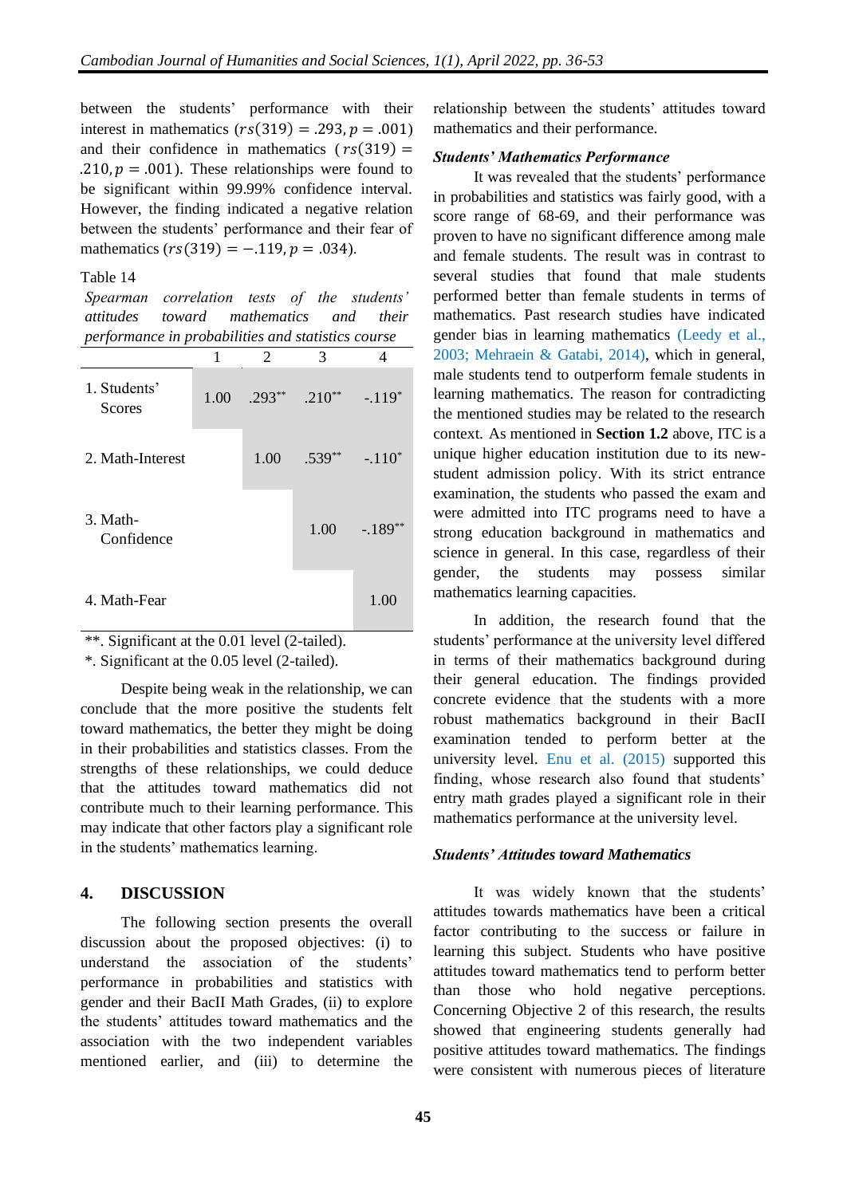between the students' performance with their interest in mathematics ($rs(319) = .293, p = .001$) and their confidence in mathematics ($rs(319) = .210, p = .001$). These relationships were found to be significant within 99.99% confidence interval. However, the finding indicated a negative relation between the students' performance and their fear of mathematics ($rs(319) = -.119, p = .034$).

Table 14

*Spearman correlation tests of the students' attitudes toward mathematics and their performance in probabilities and statistics course*

| | 1 | 2 | 3 | 4 |
|---|---|---|---|---|
| 1. Students' Scores | 1.00 | .293** | .210** | -.119* |
| 2. Math-Interest | | 1.00 | .539** | -.110* |
| 3. Math-Confidence | | | 1.00 | -.189** |
| 4. Math-Fear | | | | 1.00 |

**. Significant at the 0.01 level (2-tailed).

*. Significant at the 0.05 level (2-tailed).

Despite being weak in the relationship, we can conclude that the more positive the students felt toward mathematics, the better they might be doing in their probabilities and statistics classes. From the strengths of these relationships, we could deduce that the attitudes toward mathematics did not contribute much to their learning performance. This may indicate that other factors play a significant role in the students' mathematics learning.

## 4. DISCUSSION

The following section presents the overall discussion about the proposed objectives: (i) to understand the association of the students' performance in probabilities and statistics with gender and their BacII Math Grades, (ii) to explore the students' attitudes toward mathematics and the association with the two independent variables mentioned earlier, and (iii) to determine the relationship between the students' attitudes toward mathematics and their performance.

### *Students' Mathematics Performance*

It was revealed that the students' performance in probabilities and statistics was fairly good, with a score range of 68-69, and their performance was proven to have no significant difference among male and female students. The result was in contrast to several studies that found that male students performed better than female students in terms of mathematics. Past research studies have indicated gender bias in learning mathematics (Leedy et al., 2003; Mehraein & Gatabi, 2014), which in general, male students tend to outperform female students in learning mathematics. The reason for contradicting the mentioned studies may be related to the research context. As mentioned in **Section 1.2** above, ITC is a unique higher education institution due to its new-student admission policy. With its strict entrance examination, the students who passed the exam and were admitted into ITC programs need to have a strong education background in mathematics and science in general. In this case, regardless of their gender, the students may possess similar mathematics learning capacities.

In addition, the research found that the students' performance at the university level differed in terms of their mathematics background during their general education. The findings provided concrete evidence that the students with a more robust mathematics background in their BacII examination tended to perform better at the university level. Enu et al. (2015) supported this finding, whose research also found that students' entry math grades played a significant role in their mathematics performance at the university level.

### *Students' Attitudes toward Mathematics*

It was widely known that the students' attitudes towards mathematics have been a critical factor contributing to the success or failure in learning this subject. Students who have positive attitudes toward mathematics tend to perform better than those who hold negative perceptions. Concerning Objective 2 of this research, the results showed that engineering students generally had positive attitudes toward mathematics. The findings were consistent with numerous pieces of literature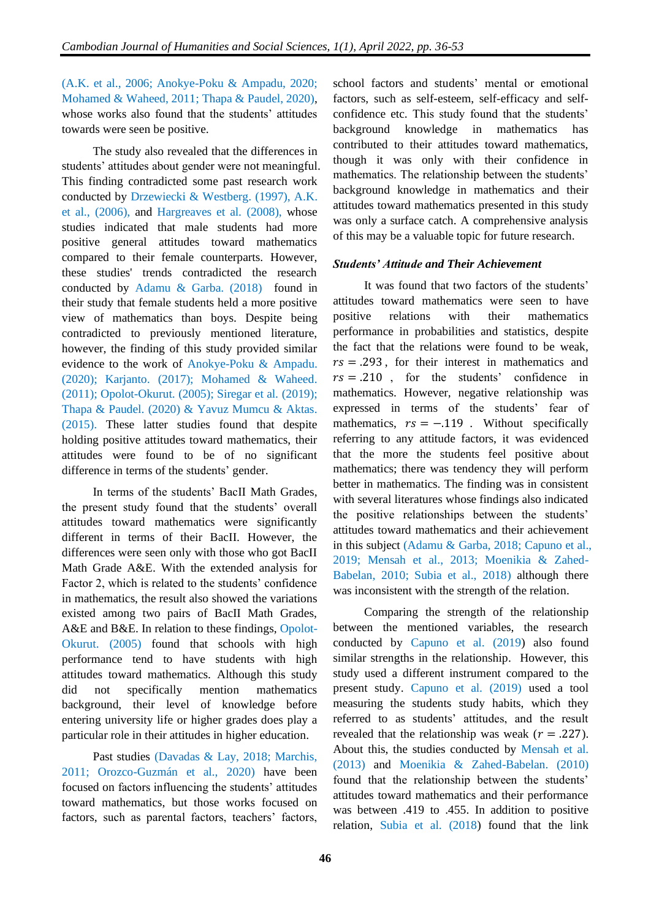(A.K. et al., 2006; Anokye-Poku & Ampadu, 2020; Mohamed & Waheed, 2011; Thapa & Paudel, 2020), whose works also found that the students' attitudes towards were seen be positive.

The study also revealed that the differences in students' attitudes about gender were not meaningful. This finding contradicted some past research work conducted by Drzewiecki & Westberg. (1997), A.K. et al., (2006), and Hargreaves et al. (2008), whose studies indicated that male students had more positive general attitudes toward mathematics compared to their female counterparts. However, these studies' trends contradicted the research conducted by Adamu & Garba. (2018) found in their study that female students held a more positive view of mathematics than boys. Despite being contradicted to previously mentioned literature, however, the finding of this study provided similar evidence to the work of Anokye-Poku & Ampadu. (2020); Karjanto. (2017); Mohamed & Waheed. (2011); Opolot-Okurut. (2005); Siregar et al. (2019); Thapa & Paudel. (2020) & Yavuz Mumcu & Aktas. (2015). These latter studies found that despite holding positive attitudes toward mathematics, their attitudes were found to be of no significant difference in terms of the students' gender.

In terms of the students' BacII Math Grades, the present study found that the students' overall attitudes toward mathematics were significantly different in terms of their BacII. However, the differences were seen only with those who got BacII Math Grade A&E. With the extended analysis for Factor 2, which is related to the students' confidence in mathematics, the result also showed the variations existed among two pairs of BacII Math Grades, A&E and B&E. In relation to these findings, Opolot-Okurut. (2005) found that schools with high performance tend to have students with high attitudes toward mathematics. Although this study did not specifically mention mathematics background, their level of knowledge before entering university life or higher grades does play a particular role in their attitudes in higher education.

Past studies (Davadas & Lay, 2018; Marchis, 2011; Orozco-Guzmán et al., 2020) have been focused on factors influencing the students' attitudes toward mathematics, but those works focused on factors, such as parental factors, teachers' factors, school factors and students' mental or emotional factors, such as self-esteem, self-efficacy and self-confidence etc. This study found that the students' background knowledge in mathematics has contributed to their attitudes toward mathematics, though it was only with their confidence in mathematics. The relationship between the students' background knowledge in mathematics and their attitudes toward mathematics presented in this study was only a surface catch. A comprehensive analysis of this may be a valuable topic for future research.

### *Students' Attitude and Their Achievement*

It was found that two factors of the students' attitudes toward mathematics were seen to have positive relations with their mathematics performance in probabilities and statistics, despite the fact that the relations were found to be weak, $rs = .293$, for their interest in mathematics and $rs = .210$, for the students' confidence in mathematics. However, negative relationship was expressed in terms of the students' fear of mathematics, $rs = -.119$. Without specifically referring to any attitude factors, it was evidenced that the more the students feel positive about mathematics; there was tendency they will perform better in mathematics. The finding was in consistent with several literatures whose findings also indicated the positive relationships between the students' attitudes toward mathematics and their achievement in this subject (Adamu & Garba, 2018; Capuno et al., 2019; Mensah et al., 2013; Moenikia & Zahed-Babelan, 2010; Subia et al., 2018) although there was inconsistent with the strength of the relation.

Comparing the strength of the relationship between the mentioned variables, the research conducted by Capuno et al. (2019) also found similar strengths in the relationship. However, this study used a different instrument compared to the present study. Capuno et al. (2019) used a tool measuring the students study habits, which they referred to as students' attitudes, and the result revealed that the relationship was weak ($r = .227$). About this, the studies conducted by Mensah et al. (2013) and Moenikia & Zahed-Babelan. (2010) found that the relationship between the students' attitudes toward mathematics and their performance was between .419 to .455. In addition to positive relation, Subia et al. (2018) found that the link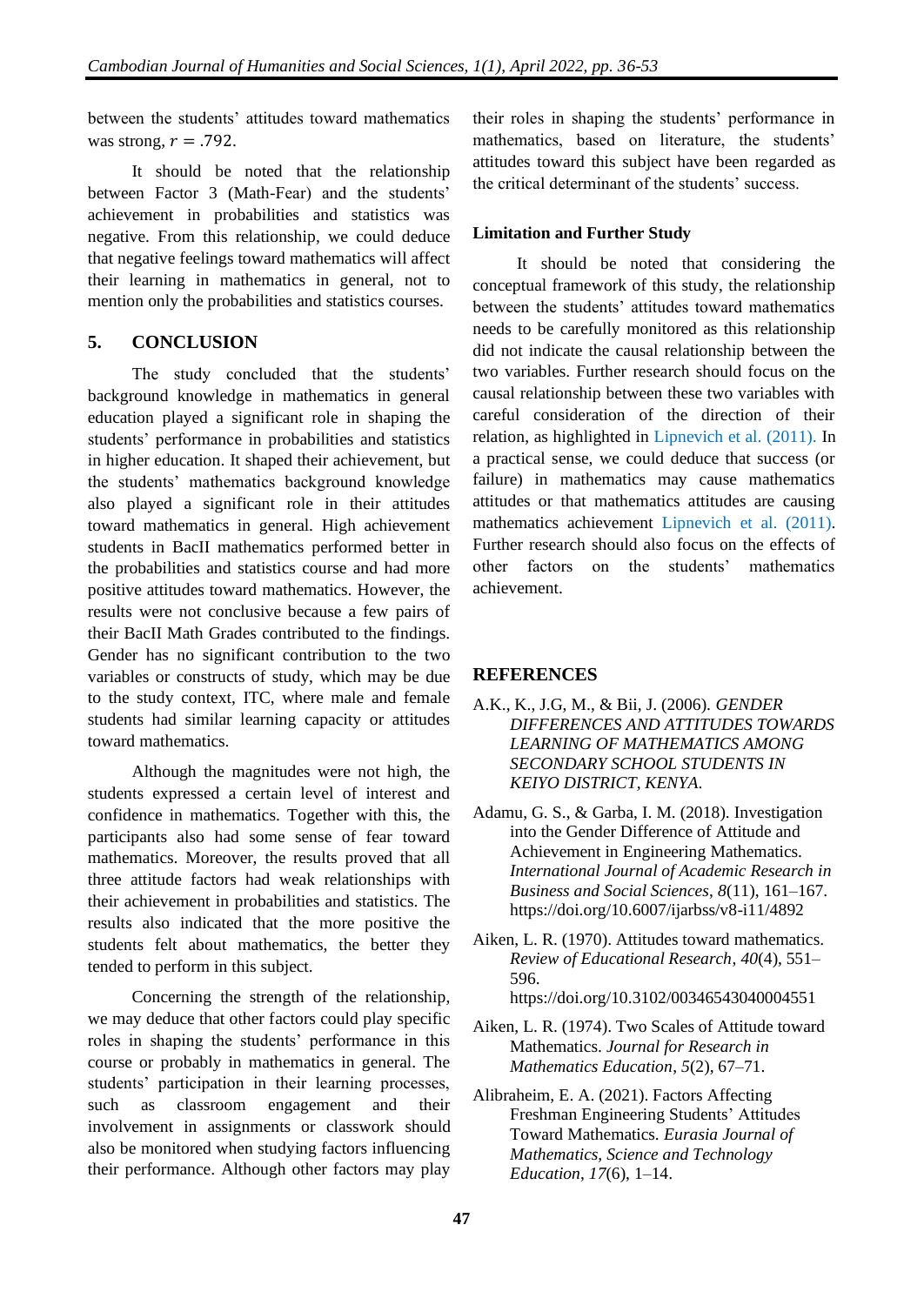between the students' attitudes toward mathematics was strong, $r = .792$.

It should be noted that the relationship between Factor 3 (Math-Fear) and the students' achievement in probabilities and statistics was negative. From this relationship, we could deduce that negative feelings toward mathematics will affect their learning in mathematics in general, not to mention only the probabilities and statistics courses.

## 5. CONCLUSION

The study concluded that the students' background knowledge in mathematics in general education played a significant role in shaping the students' performance in probabilities and statistics in higher education. It shaped their achievement, but the students' mathematics background knowledge also played a significant role in their attitudes toward mathematics in general. High achievement students in BacII mathematics performed better in the probabilities and statistics course and had more positive attitudes toward mathematics. However, the results were not conclusive because a few pairs of their BacII Math Grades contributed to the findings. Gender has no significant contribution to the two variables or constructs of study, which may be due to the study context, ITC, where male and female students had similar learning capacity or attitudes toward mathematics.

Although the magnitudes were not high, the students expressed a certain level of interest and confidence in mathematics. Together with this, the participants also had some sense of fear toward mathematics. Moreover, the results proved that all three attitude factors had weak relationships with their achievement in probabilities and statistics. The results also indicated that the more positive the students felt about mathematics, the better they tended to perform in this subject.

Concerning the strength of the relationship, we may deduce that other factors could play specific roles in shaping the students' performance in this course or probably in mathematics in general. The students' participation in their learning processes, such as classroom engagement and their involvement in assignments or classwork should also be monitored when studying factors influencing their performance. Although other factors may play their roles in shaping the students' performance in mathematics, based on literature, the students' attitudes toward this subject have been regarded as the critical determinant of the students' success.

### Limitation and Further Study

It should be noted that considering the conceptual framework of this study, the relationship between the students' attitudes toward mathematics needs to be carefully monitored as this relationship did not indicate the causal relationship between the two variables. Further research should focus on the causal relationship between these two variables with careful consideration of the direction of their relation, as highlighted in Lipnevich et al. (2011). In a practical sense, we could deduce that success (or failure) in mathematics may cause mathematics attitudes or that mathematics attitudes are causing mathematics achievement Lipnevich et al. (2011). Further research should also focus on the effects of other factors on the students' mathematics achievement.

## REFERENCES

A.K., K., J.G, M., & Bii, J. (2006). *GENDER DIFFERENCES AND ATTITUDES TOWARDS LEARNING OF MATHEMATICS AMONG SECONDARY SCHOOL STUDENTS IN KEIYO DISTRICT, KENYA*.

Adamu, G. S., & Garba, I. M. (2018). Investigation into the Gender Difference of Attitude and Achievement in Engineering Mathematics. *International Journal of Academic Research in Business and Social Sciences*, *8*(11), 161–167. https://doi.org/10.6007/ijarbss/v8-i11/4892

Aiken, L. R. (1970). Attitudes toward mathematics. *Review of Educational Research*, *40*(4), 551–596. https://doi.org/10.3102/00346543040004551

Aiken, L. R. (1974). Two Scales of Attitude toward Mathematics. *Journal for Research in Mathematics Education*, *5*(2), 67–71.

Alibraheim, E. A. (2021). Factors Affecting Freshman Engineering Students' Attitudes Toward Mathematics. *Eurasia Journal of Mathematics, Science and Technology Education*, *17*(6), 1–14.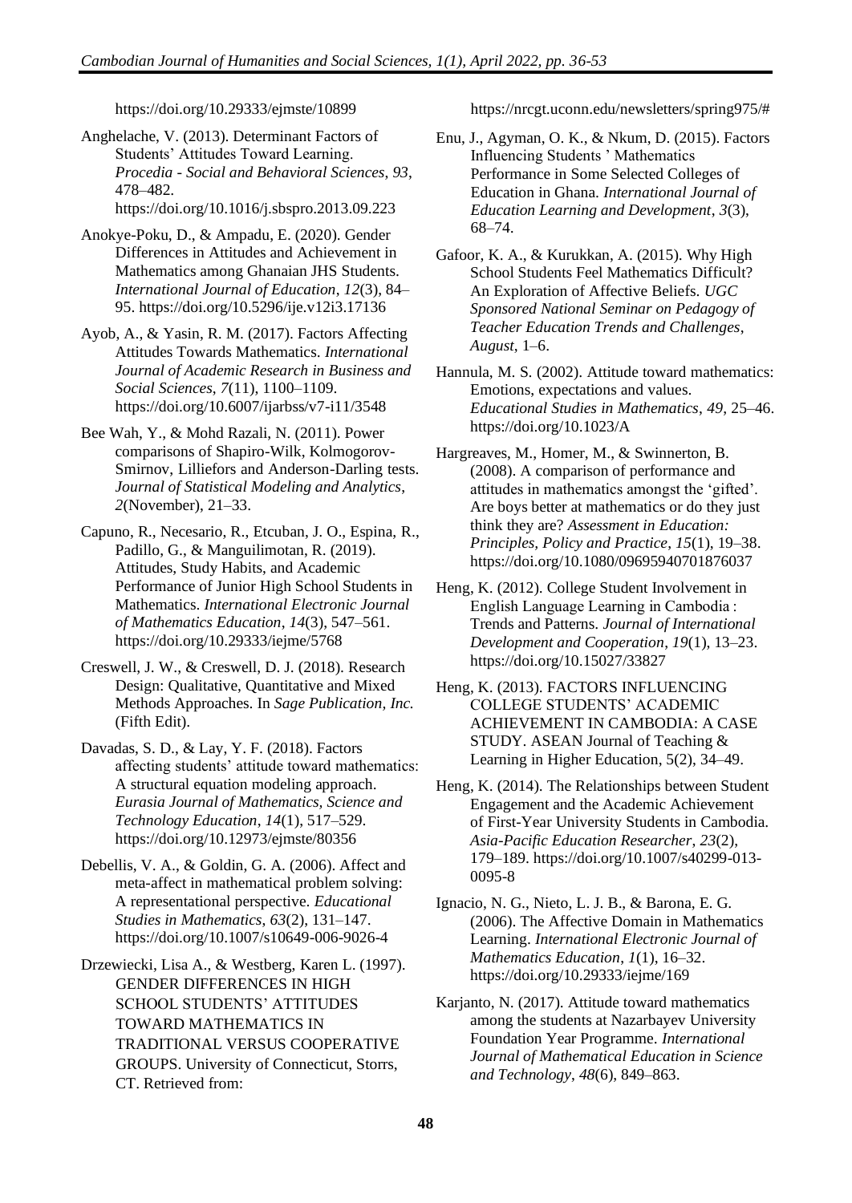https://doi.org/10.29333/ejmste/10899

Anghelache, V. (2013). Determinant Factors of Students' Attitudes Toward Learning. *Procedia - Social and Behavioral Sciences*, *93*, 478–482. https://doi.org/10.1016/j.sbspro.2013.09.223

Anokye-Poku, D., & Ampadu, E. (2020). Gender Differences in Attitudes and Achievement in Mathematics among Ghanaian JHS Students. *International Journal of Education*, *12*(3), 84–95. https://doi.org/10.5296/ije.v12i3.17136

Ayob, A., & Yasin, R. M. (2017). Factors Affecting Attitudes Towards Mathematics. *International Journal of Academic Research in Business and Social Sciences*, *7*(11), 1100–1109. https://doi.org/10.6007/ijarbss/v7-i11/3548

Bee Wah, Y., & Mohd Razali, N. (2011). Power comparisons of Shapiro-Wilk, Kolmogorov-Smirnov, Lilliefors and Anderson-Darling tests. *Journal of Statistical Modeling and Analytics*, *2*(November), 21–33.

Capuno, R., Necesario, R., Etcuban, J. O., Espina, R., Padillo, G., & Manguilimotan, R. (2019). Attitudes, Study Habits, and Academic Performance of Junior High School Students in Mathematics. *International Electronic Journal of Mathematics Education*, *14*(3), 547–561. https://doi.org/10.29333/iejme/5768

Creswell, J. W., & Creswell, D. J. (2018). Research Design: Qualitative, Quantitative and Mixed Methods Approaches. In *Sage Publication, Inc.* (Fifth Edit).

Davadas, S. D., & Lay, Y. F. (2018). Factors affecting students' attitude toward mathematics: A structural equation modeling approach. *Eurasia Journal of Mathematics, Science and Technology Education*, *14*(1), 517–529. https://doi.org/10.12973/ejmste/80356

Debellis, V. A., & Goldin, G. A. (2006). Affect and meta-affect in mathematical problem solving: A representational perspective. *Educational Studies in Mathematics*, *63*(2), 131–147. https://doi.org/10.1007/s10649-006-9026-4

Drzewiecki, Lisa A., & Westberg, Karen L. (1997). GENDER DIFFERENCES IN HIGH SCHOOL STUDENTS' ATTITUDES TOWARD MATHEMATICS IN TRADITIONAL VERSUS COOPERATIVE GROUPS. University of Connecticut, Storrs, CT. Retrieved from: https://nrcgt.uconn.edu/newsletters/spring975/#

Enu, J., Agyman, O. K., & Nkum, D. (2015). Factors Influencing Students ' Mathematics Performance in Some Selected Colleges of Education in Ghana. *International Journal of Education Learning and Development*, *3*(3), 68–74.

Gafoor, K. A., & Kurukkan, A. (2015). Why High School Students Feel Mathematics Difficult? An Exploration of Affective Beliefs. *UGC Sponsored National Seminar on Pedagogy of Teacher Education Trends and Challenges*, *August*, 1–6.

Hannula, M. S. (2002). Attitude toward mathematics: Emotions, expectations and values. *Educational Studies in Mathematics*, *49*, 25–46. https://doi.org/10.1023/A

Hargreaves, M., Homer, M., & Swinnerton, B. (2008). A comparison of performance and attitudes in mathematics amongst the 'gifted'. Are boys better at mathematics or do they just think they are? *Assessment in Education: Principles, Policy and Practice*, *15*(1), 19–38. https://doi.org/10.1080/09695940701876037

Heng, K. (2012). College Student Involvement in English Language Learning in Cambodia : Trends and Patterns. *Journal of International Development and Cooperation*, *19*(1), 13–23. https://doi.org/10.15027/33827

Heng, K. (2013). FACTORS INFLUENCING COLLEGE STUDENTS' ACADEMIC ACHIEVEMENT IN CAMBODIA: A CASE STUDY. ASEAN Journal of Teaching & Learning in Higher Education, 5(2), 34–49.

Heng, K. (2014). The Relationships between Student Engagement and the Academic Achievement of First-Year University Students in Cambodia. *Asia-Pacific Education Researcher*, *23*(2), 179–189. https://doi.org/10.1007/s40299-013-0095-8

Ignacio, N. G., Nieto, L. J. B., & Barona, E. G. (2006). The Affective Domain in Mathematics Learning. *International Electronic Journal of Mathematics Education*, *1*(1), 16–32. https://doi.org/10.29333/iejme/169

Karjanto, N. (2017). Attitude toward mathematics among the students at Nazarbayev University Foundation Year Programme. *International Journal of Mathematical Education in Science and Technology*, *48*(6), 849–863.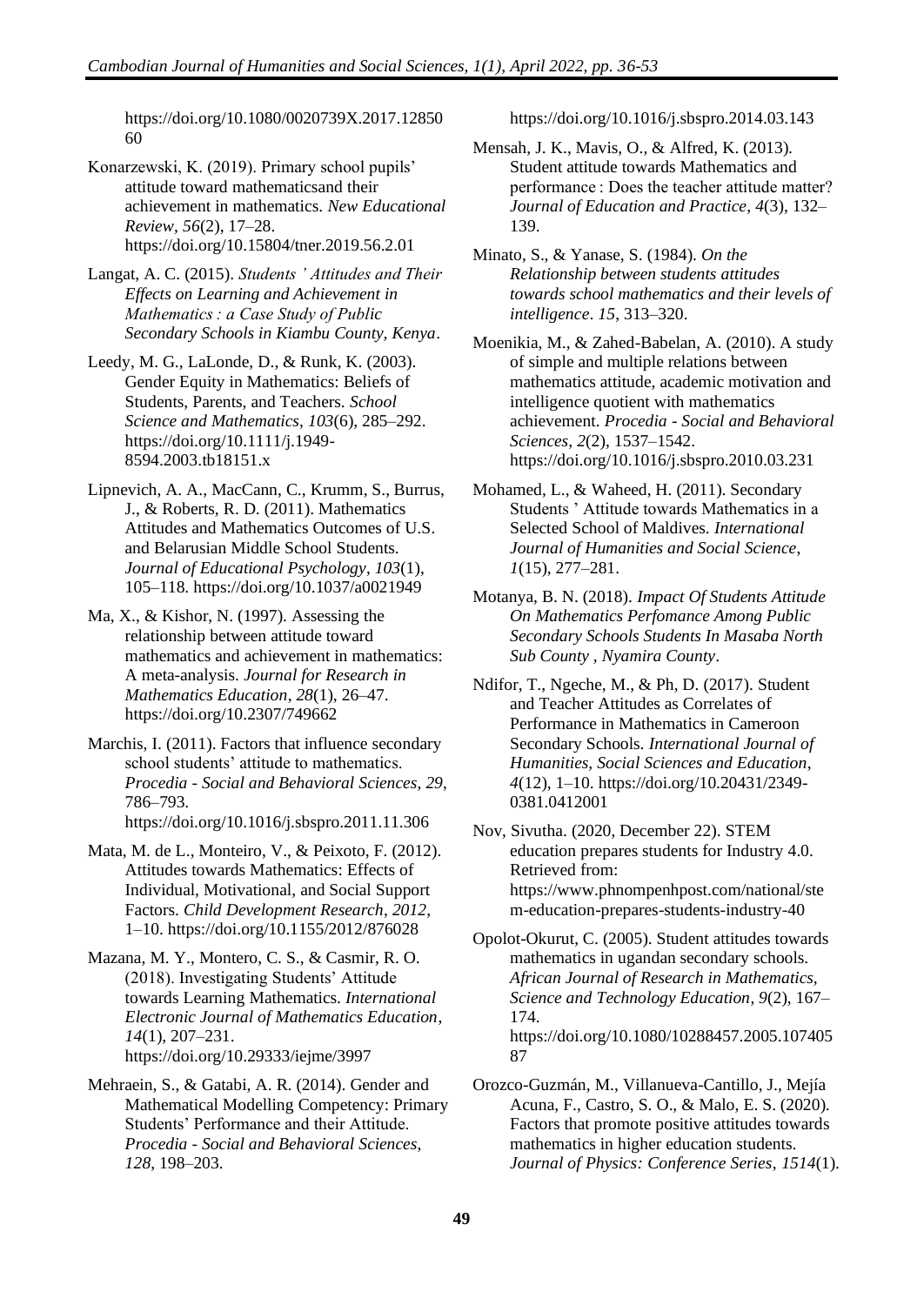https://doi.org/10.1080/0020739X.2017.1285060

Konarzewski, K. (2019). Primary school pupils' attitude toward mathematicsand their achievement in mathematics. *New Educational Review*, *56*(2), 17–28. https://doi.org/10.15804/tner.2019.56.2.01

Langat, A. C. (2015). *Students ' Attitudes and Their Effects on Learning and Achievement in Mathematics : a Case Study of Public Secondary Schools in Kiambu County, Kenya*.

Leedy, M. G., LaLonde, D., & Runk, K. (2003). Gender Equity in Mathematics: Beliefs of Students, Parents, and Teachers. *School Science and Mathematics*, *103*(6), 285–292. https://doi.org/10.1111/j.1949-8594.2003.tb18151.x

Lipnevich, A. A., MacCann, C., Krumm, S., Burrus, J., & Roberts, R. D. (2011). Mathematics Attitudes and Mathematics Outcomes of U.S. and Belarusian Middle School Students. *Journal of Educational Psychology*, *103*(1), 105–118. https://doi.org/10.1037/a0021949

Ma, X., & Kishor, N. (1997). Assessing the relationship between attitude toward mathematics and achievement in mathematics: A meta-analysis. *Journal for Research in Mathematics Education*, *28*(1), 26–47. https://doi.org/10.2307/749662

Marchis, I. (2011). Factors that influence secondary school students' attitude to mathematics. *Procedia - Social and Behavioral Sciences*, *29*, 786–793. https://doi.org/10.1016/j.sbspro.2011.11.306

Mata, M. de L., Monteiro, V., & Peixoto, F. (2012). Attitudes towards Mathematics: Effects of Individual, Motivational, and Social Support Factors. *Child Development Research*, *2012*, 1–10. https://doi.org/10.1155/2012/876028

Mazana, M. Y., Montero, C. S., & Casmir, R. O. (2018). Investigating Students' Attitude towards Learning Mathematics. *International Electronic Journal of Mathematics Education*, *14*(1), 207–231. https://doi.org/10.29333/iejme/3997

Mehraein, S., & Gatabi, A. R. (2014). Gender and Mathematical Modelling Competency: Primary Students' Performance and their Attitude. *Procedia - Social and Behavioral Sciences*, *128*, 198–203. https://doi.org/10.1016/j.sbspro.2014.03.143

Mensah, J. K., Mavis, O., & Alfred, K. (2013). Student attitude towards Mathematics and performance : Does the teacher attitude matter? *Journal of Education and Practice*, *4*(3), 132–139.

Minato, S., & Yanase, S. (1984). *On the Relationship between students attitudes towards school mathematics and their levels of intelligence*. *15*, 313–320.

Moenikia, M., & Zahed-Babelan, A. (2010). A study of simple and multiple relations between mathematics attitude, academic motivation and intelligence quotient with mathematics achievement. *Procedia - Social and Behavioral Sciences*, *2*(2), 1537–1542. https://doi.org/10.1016/j.sbspro.2010.03.231

Mohamed, L., & Waheed, H. (2011). Secondary Students ' Attitude towards Mathematics in a Selected School of Maldives. *International Journal of Humanities and Social Science*, *1*(15), 277–281.

Motanya, B. N. (2018). *Impact Of Students Attitude On Mathematics Perfomance Among Public Secondary Schools Students In Masaba North Sub County , Nyamira County*.

Ndifor, T., Ngeche, M., & Ph, D. (2017). Student and Teacher Attitudes as Correlates of Performance in Mathematics in Cameroon Secondary Schools. *International Journal of Humanities, Social Sciences and Education*, *4*(12), 1–10. https://doi.org/10.20431/2349-0381.0412001

Nov, Sivutha. (2020, December 22). STEM education prepares students for Industry 4.0. Retrieved from: https://www.phnompenhpost.com/national/stem-education-prepares-students-industry-40

Opolot-Okurut, C. (2005). Student attitudes towards mathematics in ugandan secondary schools. *African Journal of Research in Mathematics, Science and Technology Education*, *9*(2), 167–174. https://doi.org/10.1080/10288457.2005.10740587

Orozco-Guzmán, M., Villanueva-Cantillo, J., Mejía Acuna, F., Castro, S. O., & Malo, E. S. (2020). Factors that promote positive attitudes towards mathematics in higher education students. *Journal of Physics: Conference Series*, *1514*(1).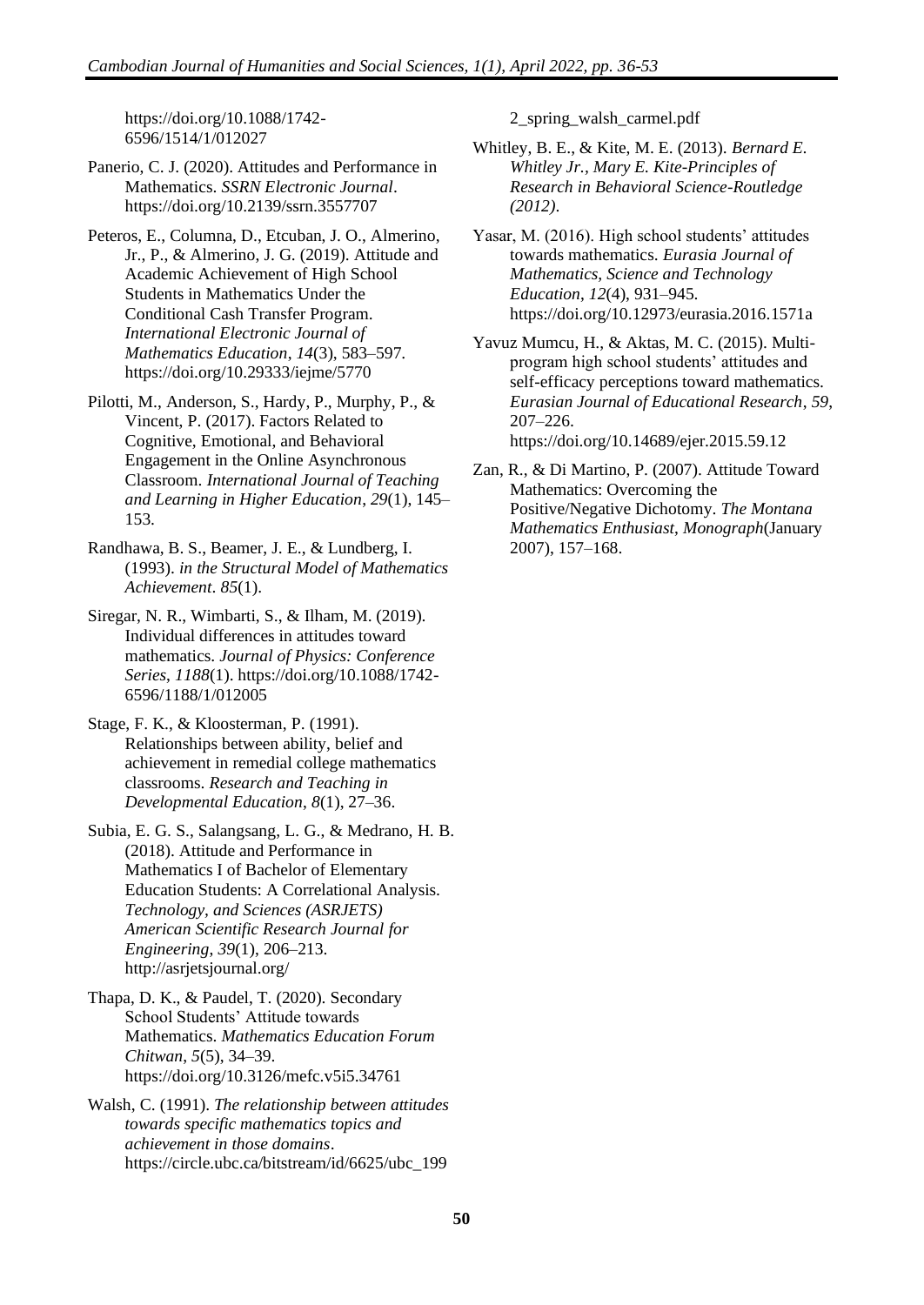https://doi.org/10.1088/1742-6596/1514/1/012027

Panerio, C. J. (2020). Attitudes and Performance in Mathematics. *SSRN Electronic Journal*. https://doi.org/10.2139/ssrn.3557707

Peteros, E., Columna, D., Etcuban, J. O., Almerino, Jr., P., & Almerino, J. G. (2019). Attitude and Academic Achievement of High School Students in Mathematics Under the Conditional Cash Transfer Program. *International Electronic Journal of Mathematics Education*, *14*(3), 583–597. https://doi.org/10.29333/iejme/5770

Pilotti, M., Anderson, S., Hardy, P., Murphy, P., & Vincent, P. (2017). Factors Related to Cognitive, Emotional, and Behavioral Engagement in the Online Asynchronous Classroom. *International Journal of Teaching and Learning in Higher Education*, *29*(1), 145–153.

Randhawa, B. S., Beamer, J. E., & Lundberg, I. (1993). *in the Structural Model of Mathematics Achievement*. *85*(1).

Siregar, N. R., Wimbarti, S., & Ilham, M. (2019). Individual differences in attitudes toward mathematics. *Journal of Physics: Conference Series*, *1188*(1). https://doi.org/10.1088/1742-6596/1188/1/012005

Stage, F. K., & Kloosterman, P. (1991). Relationships between ability, belief and achievement in remedial college mathematics classrooms. *Research and Teaching in Developmental Education*, *8*(1), 27–36.

Subia, E. G. S., Salangsang, L. G., & Medrano, H. B. (2018). Attitude and Performance in Mathematics I of Bachelor of Elementary Education Students: A Correlational Analysis. *Technology, and Sciences (ASRJETS) American Scientific Research Journal for Engineering*, *39*(1), 206–213. http://asrjetsjournal.org/

Thapa, D. K., & Paudel, T. (2020). Secondary School Students' Attitude towards Mathematics. *Mathematics Education Forum Chitwan*, *5*(5), 34–39. https://doi.org/10.3126/mefc.v5i5.34761

Walsh, C. (1991). *The relationship between attitudes towards specific mathematics topics and achievement in those domains*. https://circle.ubc.ca/bitstream/id/6625/ubc_1992_spring_walsh_carmel.pdf

Whitley, B. E., & Kite, M. E. (2013). *Bernard E. Whitley Jr., Mary E. Kite-Principles of Research in Behavioral Science-Routledge (2012)*.

Yasar, M. (2016). High school students' attitudes towards mathematics. *Eurasia Journal of Mathematics, Science and Technology Education*, *12*(4), 931–945. https://doi.org/10.12973/eurasia.2016.1571a

Yavuz Mumcu, H., & Aktas, M. C. (2015). Multi-program high school students' attitudes and self-efficacy perceptions toward mathematics. *Eurasian Journal of Educational Research*, *59*, 207–226. https://doi.org/10.14689/ejer.2015.59.12

Zan, R., & Di Martino, P. (2007). Attitude Toward Mathematics: Overcoming the Positive/Negative Dichotomy. *The Montana Mathematics Enthusiast*, *Monograph*(January 2007), 157–168.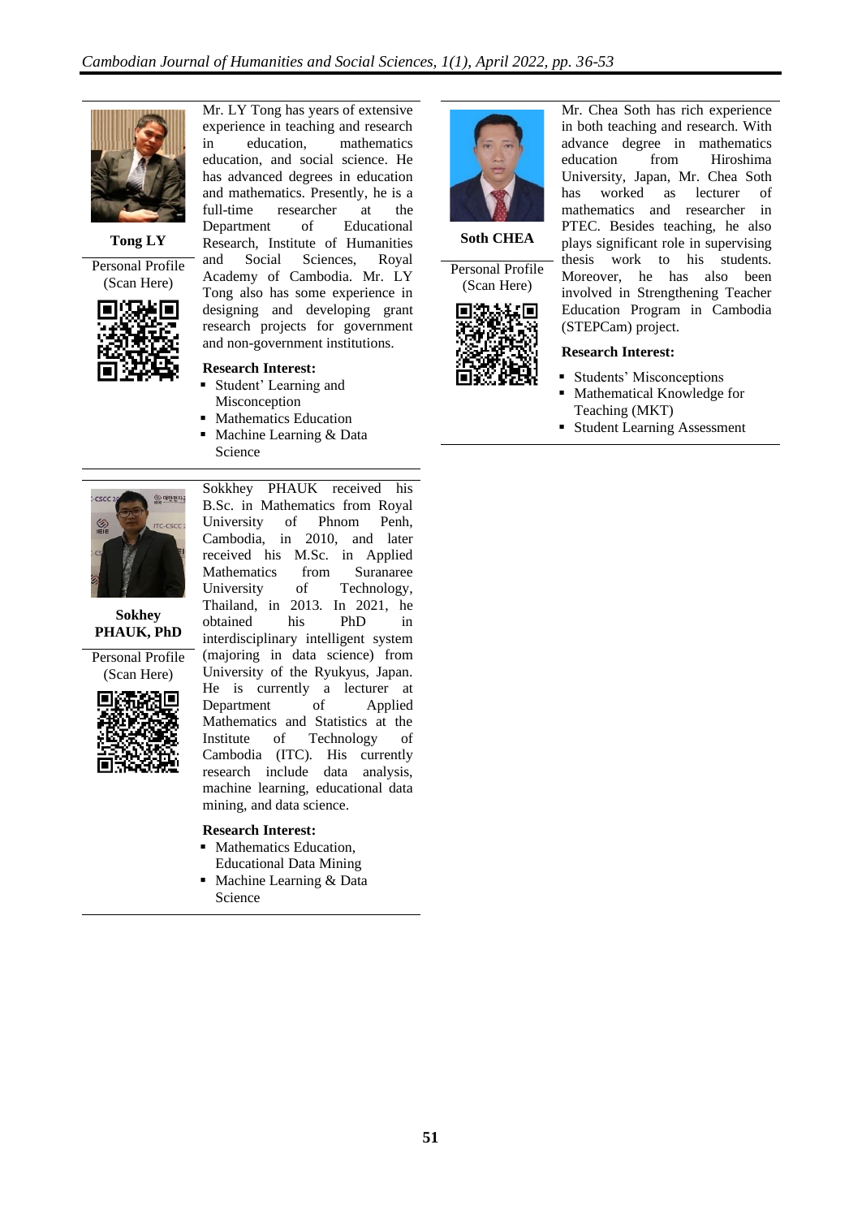**Tong LY**

Personal Profile (Scan Here)

Mr. LY Tong has years of extensive experience in teaching and research in education, mathematics education, and social science. He has advanced degrees in education and mathematics. Presently, he is a full-time researcher at the Department of Educational Research, Institute of Humanities and Social Sciences, Royal Academy of Cambodia. Mr. LY Tong also has some experience in designing and developing grant research projects for government and non-government institutions.

**Research Interest:**

- Student' Learning and Misconception
- Mathematics Education
- Machine Learning & Data Science

**Soth CHEA**

Personal Profile (Scan Here)

Mr. Chea Soth has rich experience in both teaching and research. With advance degree in mathematics education from Hiroshima University, Japan, Mr. Chea Soth has worked as lecturer of mathematics and researcher in PTEC. Besides teaching, he also plays significant role in supervising thesis work to his students. Moreover, he has also been involved in Strengthening Teacher Education Program in Cambodia (STEPCam) project.

**Research Interest:**

- Students' Misconceptions
- Mathematical Knowledge for Teaching (MKT)
- Student Learning Assessment

**Sokhey PHAUK, PhD**

Personal Profile (Scan Here)

Sokhey PHAUK received his B.Sc. in Mathematics from Royal University of Phnom Penh, Cambodia, in 2010, and later received his M.Sc. in Applied Mathematics from Suranaree University of Technology, Thailand, in 2013. In 2021, he obtained his PhD in interdisciplinary intelligent system (majoring in data science) from University of the Ryukyus, Japan. He is currently a lecturer at Department of Applied Mathematics and Statistics at the Institute of Technology of Cambodia (ITC). His currently research include data analysis, machine learning, educational data mining, and data science.

**Research Interest:**

- Mathematics Education, Educational Data Mining
- Machine Learning & Data Science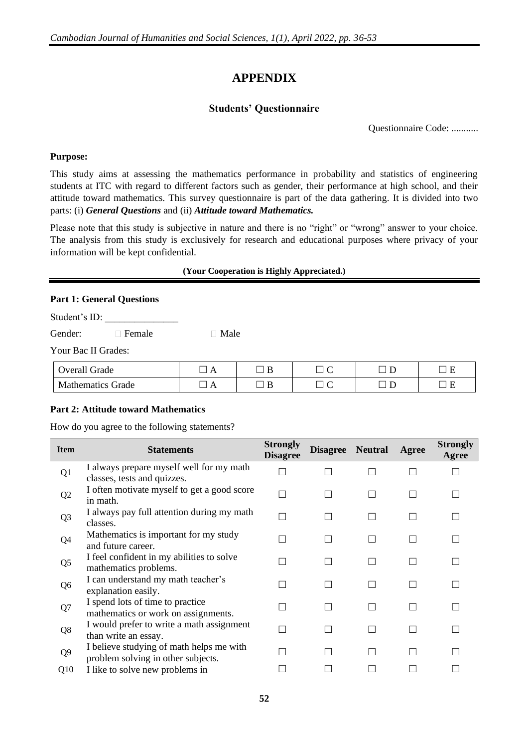# APPENDIX

## Students' Questionnaire

Questionnaire Code: ...........

**Purpose:**

This study aims at assessing the mathematics performance in probability and statistics of engineering students at ITC with regard to different factors such as gender, their performance at high school, and their attitude toward mathematics. This survey questionnaire is part of the data gathering. It is divided into two parts: (i) ***General Questions*** and (ii) ***Attitude toward Mathematics.***

Please note that this study is subjective in nature and there is no "right" or "wrong" answer to your choice. The analysis from this study is exclusively for research and educational purposes where privacy of your information will be kept confidential.

**(Your Cooperation is Highly Appreciated.)**

### Part 1: General Questions

Student's ID: _______________

Gender: ☐ Female ☐ Male

Your Bac II Grades:

| | | | | | |
|---|---|---|---|---|---|
| Overall Grade | ☐ A | ☐ B | ☐ C | ☐ D | ☐ E |
| Mathematics Grade | ☐ A | ☐ B | ☐ C | ☐ D | ☐ E |

### Part 2: Attitude toward Mathematics

How do you agree to the following statements?

| Item | Statements | Strongly Disagree | Disagree | Neutral | Agree | Strongly Agree |
|---|---|---|---|---|---|---|
| Q1 | I always prepare myself well for my math classes, tests and quizzes. | ☐ | ☐ | ☐ | ☐ | ☐ |
| Q2 | I often motivate myself to get a good score in math. | ☐ | ☐ | ☐ | ☐ | ☐ |
| Q3 | I always pay full attention during my math classes. | ☐ | ☐ | ☐ | ☐ | ☐ |
| Q4 | Mathematics is important for my study and future career. | ☐ | ☐ | ☐ | ☐ | ☐ |
| Q5 | I feel confident in my abilities to solve mathematics problems. | ☐ | ☐ | ☐ | ☐ | ☐ |
| Q6 | I can understand my math teacher's explanation easily. | ☐ | ☐ | ☐ | ☐ | ☐ |
| Q7 | I spend lots of time to practice mathematics or work on assignments. | ☐ | ☐ | ☐ | ☐ | ☐ |
| Q8 | I would prefer to write a math assignment than write an essay. | ☐ | ☐ | ☐ | ☐ | ☐ |
| Q9 | I believe studying of math helps me with problem solving in other subjects. | ☐ | ☐ | ☐ | ☐ | ☐ |
| Q10 | I like to solve new problems in | ☐ | ☐ | ☐ | ☐ | ☐ |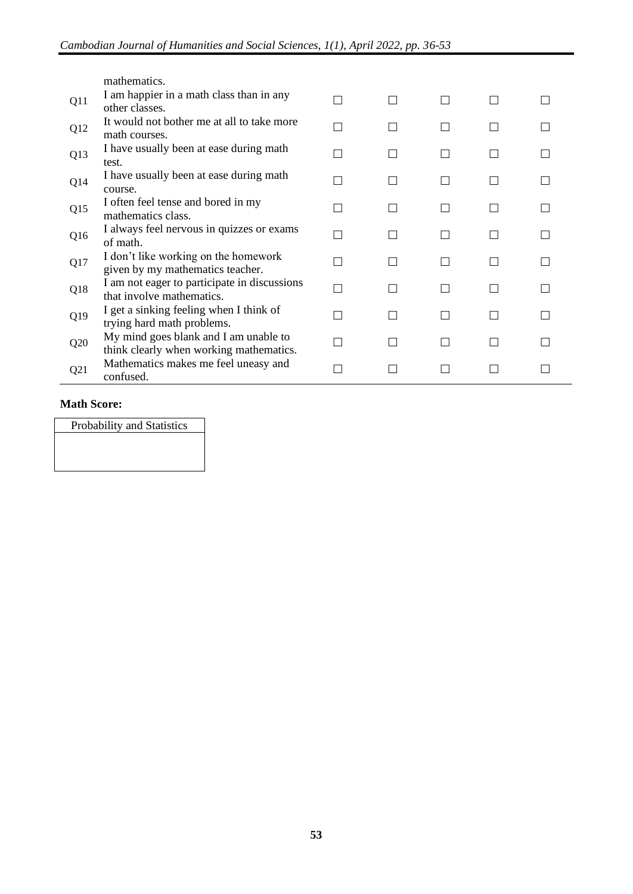| | | | | | | |
|---|---|---|---|---|---|---|
| | mathematics. | | | | | |
| Q11 | I am happier in a math class than in any other classes. | ☐ | ☐ | ☐ | ☐ | ☐ |
| Q12 | It would not bother me at all to take more math courses. | ☐ | ☐ | ☐ | ☐ | ☐ |
| Q13 | I have usually been at ease during math test. | ☐ | ☐ | ☐ | ☐ | ☐ |
| Q14 | I have usually been at ease during math course. | ☐ | ☐ | ☐ | ☐ | ☐ |
| Q15 | I often feel tense and bored in my mathematics class. | ☐ | ☐ | ☐ | ☐ | ☐ |
| Q16 | I always feel nervous in quizzes or exams of math. | ☐ | ☐ | ☐ | ☐ | ☐ |
| Q17 | I don't like working on the homework given by my mathematics teacher. | ☐ | ☐ | ☐ | ☐ | ☐ |
| Q18 | I am not eager to participate in discussions that involve mathematics. | ☐ | ☐ | ☐ | ☐ | ☐ |
| Q19 | I get a sinking feeling when I think of trying hard math problems. | ☐ | ☐ | ☐ | ☐ | ☐ |
| Q20 | My mind goes blank and I am unable to think clearly when working mathematics. | ☐ | ☐ | ☐ | ☐ | ☐ |
| Q21 | Mathematics makes me feel uneasy and confused. | ☐ | ☐ | ☐ | ☐ | ☐ |

**Math Score:**

| Probability and Statistics |
|---|
| |